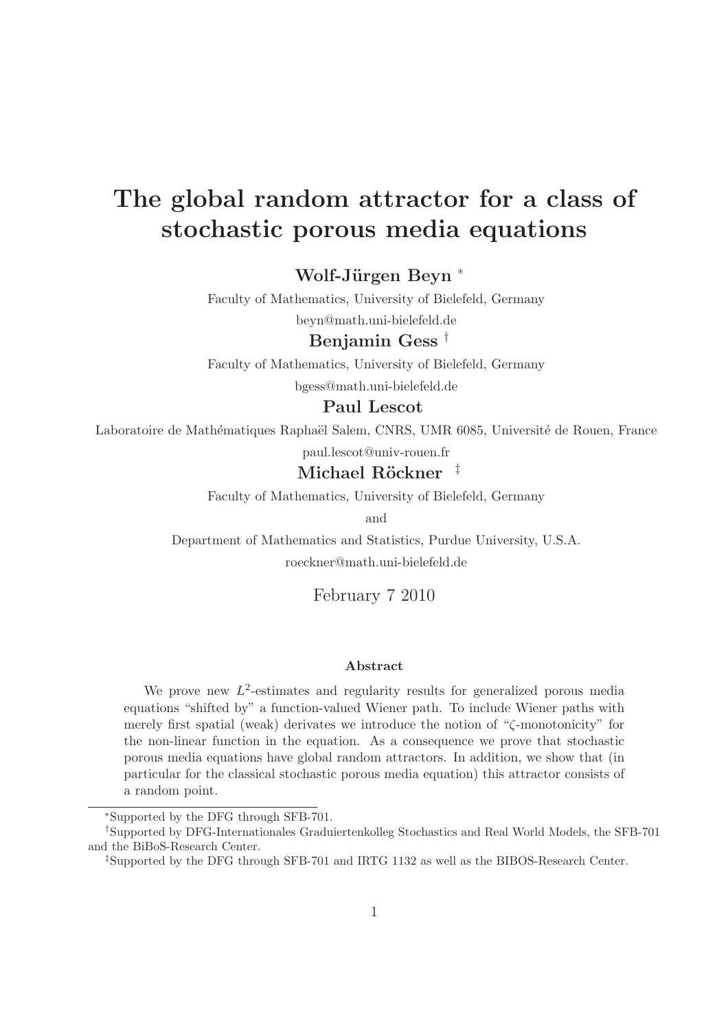# The global random attractor for a class of stochastic porous media equations

**Wolf-Jürgen Beyn** [*]

Faculty of Mathematics, University of Bielefeld, Germany

beyn@math.uni-bielefeld.de

**Benjamin Gess** [†]

Faculty of Mathematics, University of Bielefeld, Germany

bgess@math.uni-bielefeld.de

**Paul Lescot**

Laboratoire de Mathématiques Raphaël Salem, CNRS, UMR 6085, Université de Rouen, France

paul.lescot@univ-rouen.fr

**Michael Röckner** [‡]

Faculty of Mathematics, University of Bielefeld, Germany

and

Department of Mathematics and Statistics, Purdue University, U.S.A.

roeckner@math.uni-bielefeld.de

February 7 2010

### Abstract

We prove new $L^2$-estimates and regularity results for generalized porous media equations "shifted by" a function-valued Wiener path. To include Wiener paths with merely first spatial (weak) derivates we introduce the notion of "$\zeta$-monotonicity" for the non-linear function in the equation. As a consequence we prove that stochastic porous media equations have global random attractors. In addition, we show that (in particular for the classical stochastic porous media equation) this attractor consists of a random point.

---

[*] Supported by the DFG through SFB-701.

[†] Supported by DFG-Internationales Graduiertenkolleg Stochastics and Real World Models, the SFB-701 and the BiBoS-Research Center.

[‡] Supported by the DFG through SFB-701 and IRTG 1132 as well as the BIBOS-Research Center.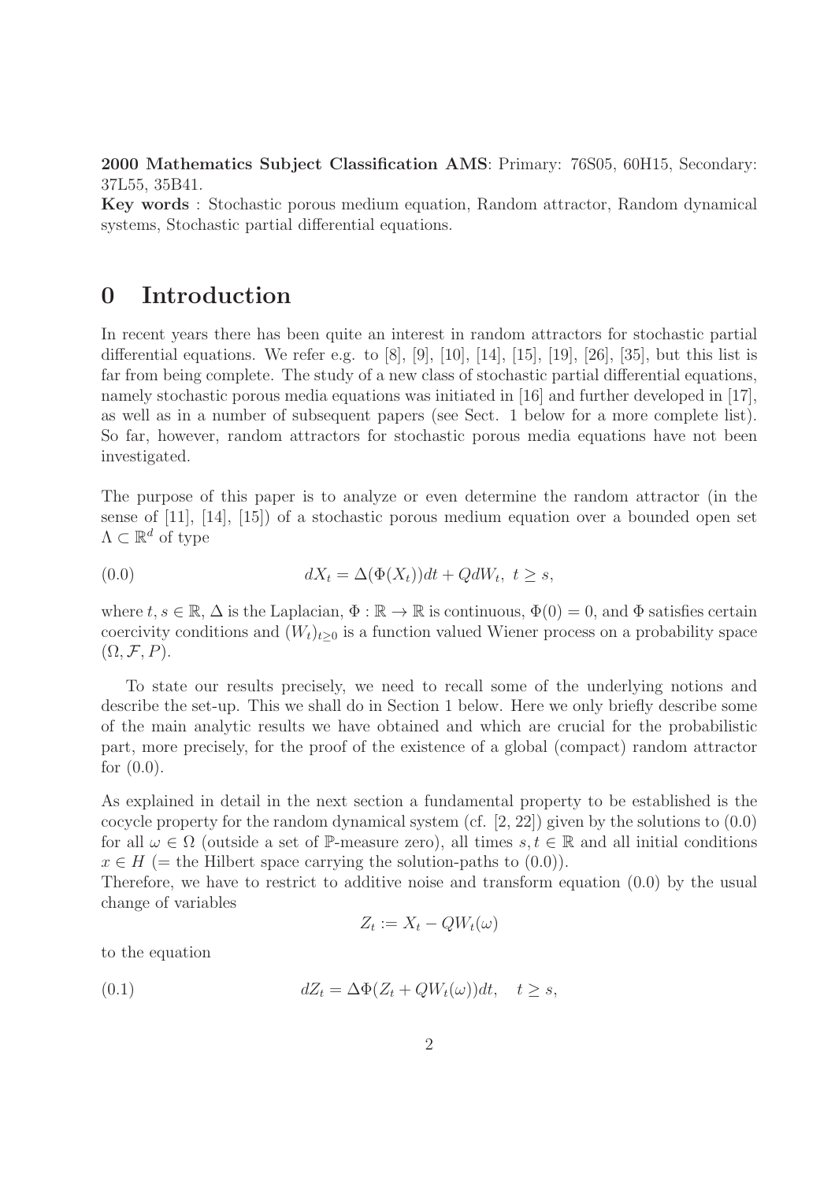**2000 Mathematics Subject Classification AMS**: Primary: 76S05, 60H15, Secondary: 37L55, 35B41.

**Key words** : Stochastic porous medium equation, Random attractor, Random dynamical systems, Stochastic partial differential equations.

# 0 Introduction

In recent years there has been quite an interest in random attractors for stochastic partial differential equations. We refer e.g. to [8], [9], [10], [14], [15], [19], [26], [35], but this list is far from being complete. The study of a new class of stochastic partial differential equations, namely stochastic porous media equations was initiated in [16] and further developed in [17], as well as in a number of subsequent papers (see Sect. 1 below for a more complete list). So far, however, random attractors for stochastic porous media equations have not been investigated.

The purpose of this paper is to analyze or even determine the random attractor (in the sense of [11], [14], [15]) of a stochastic porous medium equation over a bounded open set $\Lambda \subset \mathbb{R}^d$ of type

$$
dX_t = \Delta(\Phi(X_t))dt + QdW_t, \; t \geq s, \tag{0.0}
$$

where $t, s \in \mathbb{R}$, $\Delta$ is the Laplacian, $\Phi : \mathbb{R} \to \mathbb{R}$ is continuous, $\Phi(0) = 0$, and $\Phi$ satisfies certain coercivity conditions and $(W_t)_{t \geq 0}$ is a function valued Wiener process on a probability space $(\Omega, \mathcal{F}, P)$.

To state our results precisely, we need to recall some of the underlying notions and describe the set-up. This we shall do in Section 1 below. Here we only briefly describe some of the main analytic results we have obtained and which are crucial for the probabilistic part, more precisely, for the proof of the existence of a global (compact) random attractor for (0.0).

As explained in detail in the next section a fundamental property to be established is the cocycle property for the random dynamical system (cf. [2, 22]) given by the solutions to (0.0) for all $\omega \in \Omega$ (outside a set of $\mathbb{P}$-measure zero), all times $s, t \in \mathbb{R}$ and all initial conditions $x \in H$ (= the Hilbert space carrying the solution-paths to (0.0)).
Therefore, we have to restrict to additive noise and transform equation (0.0) by the usual change of variables

$$
Z_t := X_t - QW_t(\omega)
$$

to the equation

$$
dZ_t = \Delta\Phi(Z_t + QW_t(\omega))dt, \quad t \geq s, \tag{0.1}
$$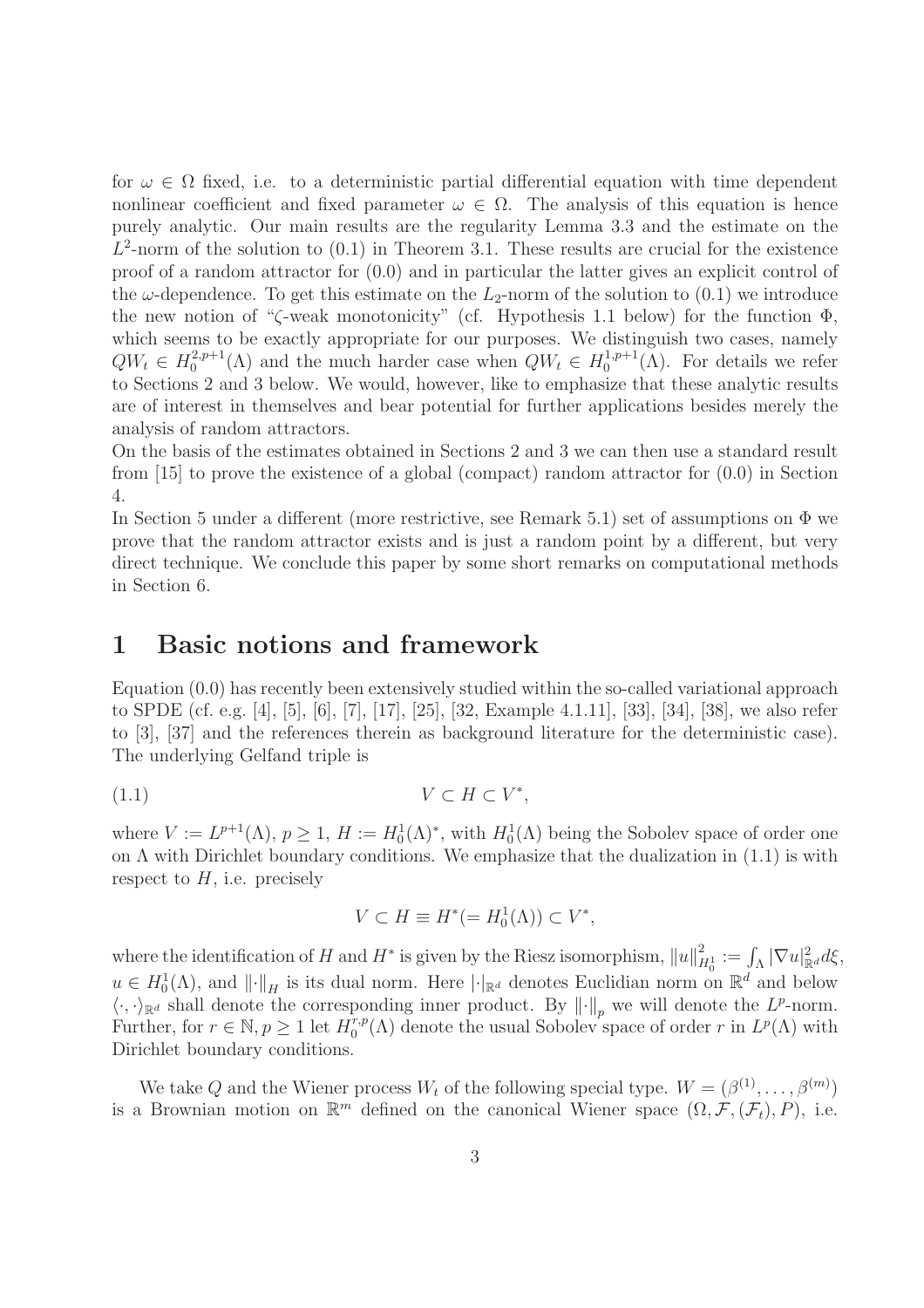for $\omega \in \Omega$ fixed, i.e. to a deterministic partial differential equation with time dependent nonlinear coefficient and fixed parameter $\omega \in \Omega$. The analysis of this equation is hence purely analytic. Our main results are the regularity Lemma 3.3 and the estimate on the $L^2$-norm of the solution to (0.1) in Theorem 3.1. These results are crucial for the existence proof of a random attractor for (0.0) and in particular the latter gives an explicit control of the $\omega$-dependence. To get this estimate on the $L_2$-norm of the solution to (0.1) we introduce the new notion of "$\zeta$-weak monotonicity" (cf. Hypothesis 1.1 below) for the function $\Phi$, which seems to be exactly appropriate for our purposes. We distinguish two cases, namely $QW_t \in H_0^{2,p+1}(\Lambda)$ and the much harder case when $QW_t \in H_0^{1,p+1}(\Lambda)$. For details we refer to Sections 2 and 3 below. We would, however, like to emphasize that these analytic results are of interest in themselves and bear potential for further applications besides merely the analysis of random attractors.

On the basis of the estimates obtained in Sections 2 and 3 we can then use a standard result from [15] to prove the existence of a global (compact) random attractor for (0.0) in Section 4.

In Section 5 under a different (more restrictive, see Remark 5.1) set of assumptions on $\Phi$ we prove that the random attractor exists and is just a random point by a different, but very direct technique. We conclude this paper by some short remarks on computational methods in Section 6.

# 1 Basic notions and framework

Equation (0.0) has recently been extensively studied within the so-called variational approach to SPDE (cf. e.g. [4], [5], [6], [7], [17], [25], [32, Example 4.1.11], [33], [34], [38], we also refer to [3], [37] and the references therein as background literature for the deterministic case). The underlying Gelfand triple is

$$V \subset H \subset V^*, \tag{1.1}$$

where $V := L^{p+1}(\Lambda)$, $p \geq 1$, $H := H_0^1(\Lambda)^*$, with $H_0^1(\Lambda)$ being the Sobolev space of order one on $\Lambda$ with Dirichlet boundary conditions. We emphasize that the dualization in (1.1) is with respect to $H$, i.e. precisely

$$V \subset H \equiv H^*(= H_0^1(\Lambda)) \subset V^*,$$

where the identification of $H$ and $H^*$ is given by the Riesz isomorphism, $\|u\|_{H_0^1}^2 := \int_\Lambda |\nabla u|_{\mathbb{R}^d}^2 d\xi$, $u \in H_0^1(\Lambda)$, and $\|\cdot\|_H$ is its dual norm. Here $|\cdot|_{\mathbb{R}^d}$ denotes Euclidian norm on $\mathbb{R}^d$ and below $\langle \cdot, \cdot \rangle_{\mathbb{R}^d}$ shall denote the corresponding inner product. By $\|\cdot\|_p$ we will denote the $L^p$-norm. Further, for $r \in \mathbb{N}, p \geq 1$ let $H_0^{r,p}(\Lambda)$ denote the usual Sobolev space of order $r$ in $L^p(\Lambda)$ with Dirichlet boundary conditions.

We take $Q$ and the Wiener process $W_t$ of the following special type. $W = (\beta^{(1)}, \ldots, \beta^{(m)})$ is a Brownian motion on $\mathbb{R}^m$ defined on the canonical Wiener space $(\Omega, \mathcal{F}, (\mathcal{F}_t), P)$, i.e.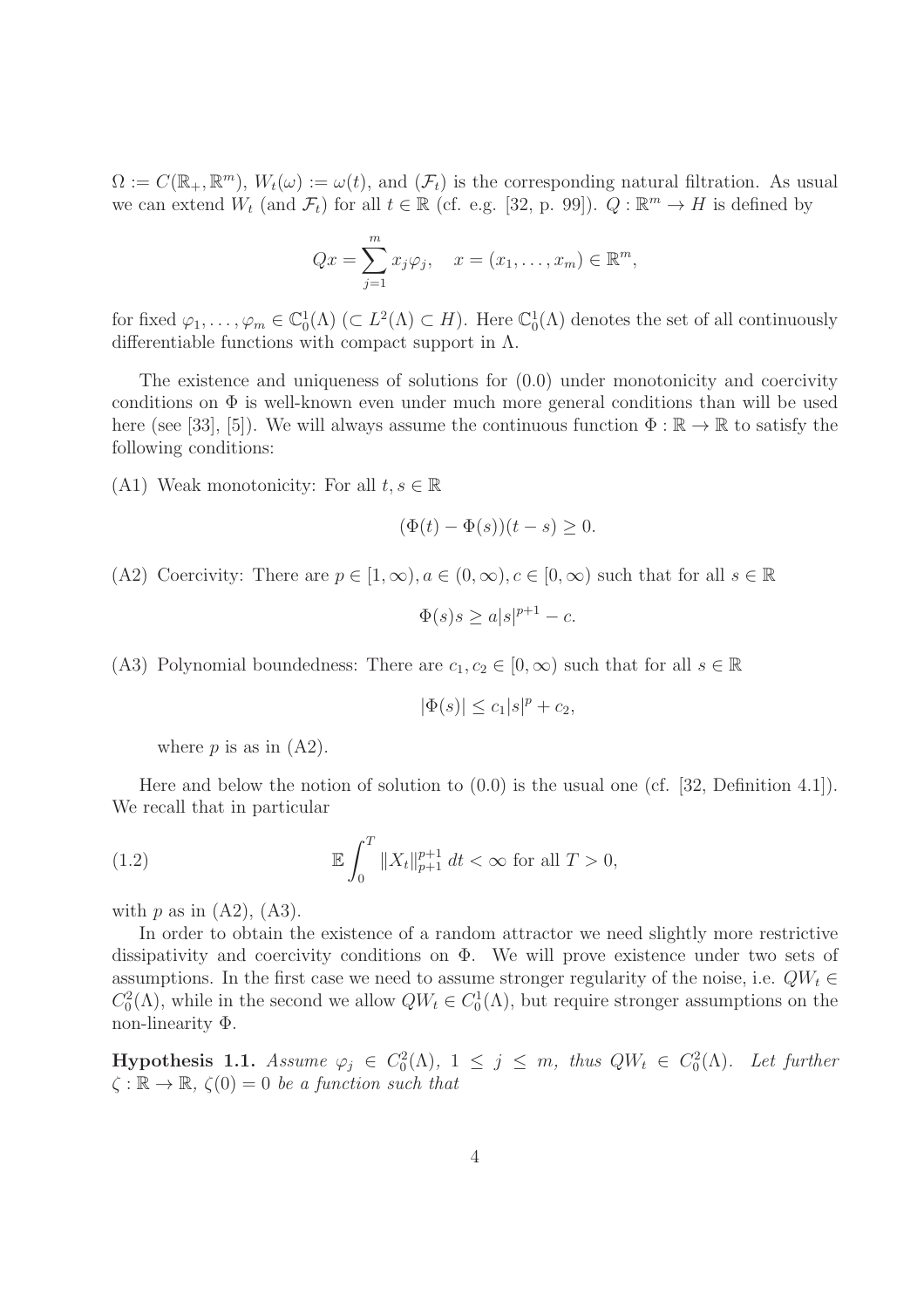$\Omega := C(\mathbb{R}_+, \mathbb{R}^m)$, $W_t(\omega) := \omega(t)$, and $(\mathcal{F}_t)$ is the corresponding natural filtration. As usual we can extend $W_t$ (and $\mathcal{F}_t$) for all $t \in \mathbb{R}$ (cf. e.g. [32, p. 99]). $Q : \mathbb{R}^m \to H$ is defined by

$$Qx = \sum_{j=1}^{m} x_j \varphi_j, \quad x = (x_1, \dots, x_m) \in \mathbb{R}^m,$$

for fixed $\varphi_1, \dots, \varphi_m \in \mathbb{C}_0^1(\Lambda)$ $(\subset L^2(\Lambda) \subset H)$. Here $\mathbb{C}_0^1(\Lambda)$ denotes the set of all continuously differentiable functions with compact support in $\Lambda$.

The existence and uniqueness of solutions for (0.0) under monotonicity and coercivity conditions on $\Phi$ is well-known even under much more general conditions than will be used here (see [33], [5]). We will always assume the continuous function $\Phi : \mathbb{R} \to \mathbb{R}$ to satisfy the following conditions:

(A1) Weak monotonicity: For all $t, s \in \mathbb{R}$

$$(\Phi(t) - \Phi(s))(t - s) \geq 0.$$

(A2) Coercivity: There are $p \in [1, \infty), a \in (0, \infty), c \in [0, \infty)$ such that for all $s \in \mathbb{R}$

$$\Phi(s)s \geq a|s|^{p+1} - c.$$

(A3) Polynomial boundedness: There are $c_1, c_2 \in [0, \infty)$ such that for all $s \in \mathbb{R}$

$$|\Phi(s)| \leq c_1 |s|^p + c_2,$$

where $p$ is as in (A2).

Here and below the notion of solution to (0.0) is the usual one (cf. [32, Definition 4.1]). We recall that in particular

$$\mathbb{E} \int_0^T \|X_t\|_{p+1}^{p+1} \, dt < \infty \text{ for all } T > 0, \tag{1.2}$$

with $p$ as in (A2), (A3).

In order to obtain the existence of a random attractor we need slightly more restrictive dissipativity and coercivity conditions on $\Phi$. We will prove existence under two sets of assumptions. In the first case we need to assume stronger regularity of the noise, i.e. $QW_t \in C_0^2(\Lambda)$, while in the second we allow $QW_t \in C_0^1(\Lambda)$, but require stronger assumptions on the non-linearity $\Phi$.

**Hypothesis 1.1.** *Assume $\varphi_j \in C_0^2(\Lambda)$, $1 \leq j \leq m$, thus $QW_t \in C_0^2(\Lambda)$. Let further $\zeta : \mathbb{R} \to \mathbb{R}$, $\zeta(0) = 0$ be a function such that*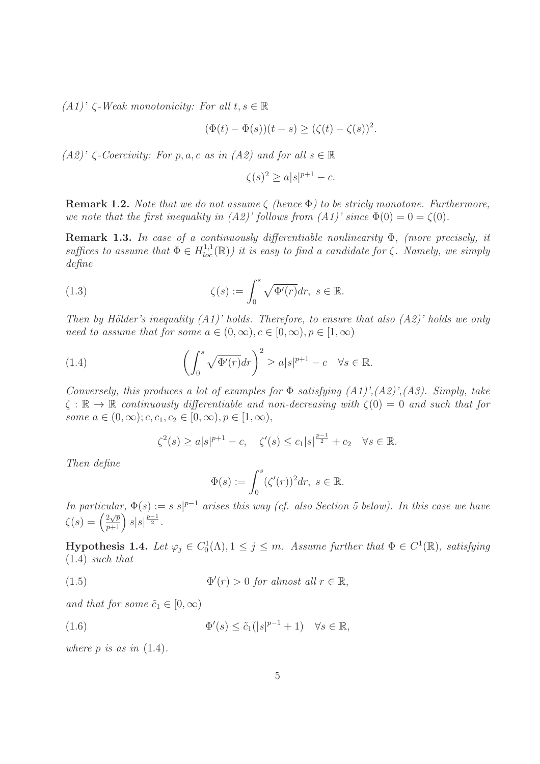*(A1)' $\zeta$-Weak monotonicity: For all $t, s \in \mathbb{R}$*

$$(\Phi(t) - \Phi(s))(t - s) \geq (\zeta(t) - \zeta(s))^2.$$

*(A2)' $\zeta$-Coercivity: For $p, a, c$ as in (A2) and for all $s \in \mathbb{R}$*

$$\zeta(s)^2 \geq a|s|^{p+1} - c.$$

**Remark 1.2.** *Note that we do not assume $\zeta$ (hence $\Phi$) to be stricly monotone. Furthermore, we note that the first inequality in (A2)' follows from (A1)' since $\Phi(0) = 0 = \zeta(0)$.*

**Remark 1.3.** *In case of a continuously differentiable nonlinearity $\Phi$, (more precisely, it suffices to assume that $\Phi \in H^{1,1}_{loc}(\mathbb{R})$) it is easy to find a candidate for $\zeta$. Namely, we simply define*

$$\zeta(s) := \int_0^s \sqrt{\Phi'(r)}dr, \ s \in \mathbb{R}. \tag{1.3}$$

*Then by Hölder's inequality (A1)' holds. Therefore, to ensure that also (A2)' holds we only need to assume that for some $a \in (0, \infty), c \in [0, \infty), p \in [1, \infty)$*

$$\left( \int_0^s \sqrt{\Phi'(r)}dr \right)^2 \geq a|s|^{p+1} - c \quad \forall s \in \mathbb{R}. \tag{1.4}$$

*Conversely, this produces a lot of examples for $\Phi$ satisfying (A1)',(A2)',(A3). Simply, take $\zeta : \mathbb{R} \to \mathbb{R}$ continuously differentiable and non-decreasing with $\zeta(0) = 0$ and such that for some $a \in (0, \infty); c, c_1, c_2 \in [0, \infty), p \in [1, \infty)$,*

$$\zeta^2(s) \geq a|s|^{p+1} - c, \quad \zeta'(s) \leq c_1|s|^{\frac{p-1}{2}} + c_2 \quad \forall s \in \mathbb{R}.$$

*Then define*

$$\Phi(s) := \int_0^s (\zeta'(r))^2 dr, \ s \in \mathbb{R}.$$

*In particular, $\Phi(s) := s|s|^{p-1}$ arises this way (cf. also Section 5 below). In this case we have $\zeta(s) = \left(\frac{2\sqrt{p}}{p+1}\right) s|s|^{\frac{p-1}{2}}$.*

**Hypothesis 1.4.** *Let $\varphi_j \in C^1_0(\Lambda), 1 \leq j \leq m$. Assume further that $\Phi \in C^1(\mathbb{R})$, satisfying (1.4) such that*

$$\Phi'(r) > 0 \text{ for almost all } r \in \mathbb{R}, \tag{1.5}$$

*and that for some $\tilde{c}_1 \in [0, \infty)$*

$$\Phi'(s) \leq \tilde{c}_1(|s|^{p-1} + 1) \quad \forall s \in \mathbb{R}, \tag{1.6}$$

*where $p$ is as in (1.4).*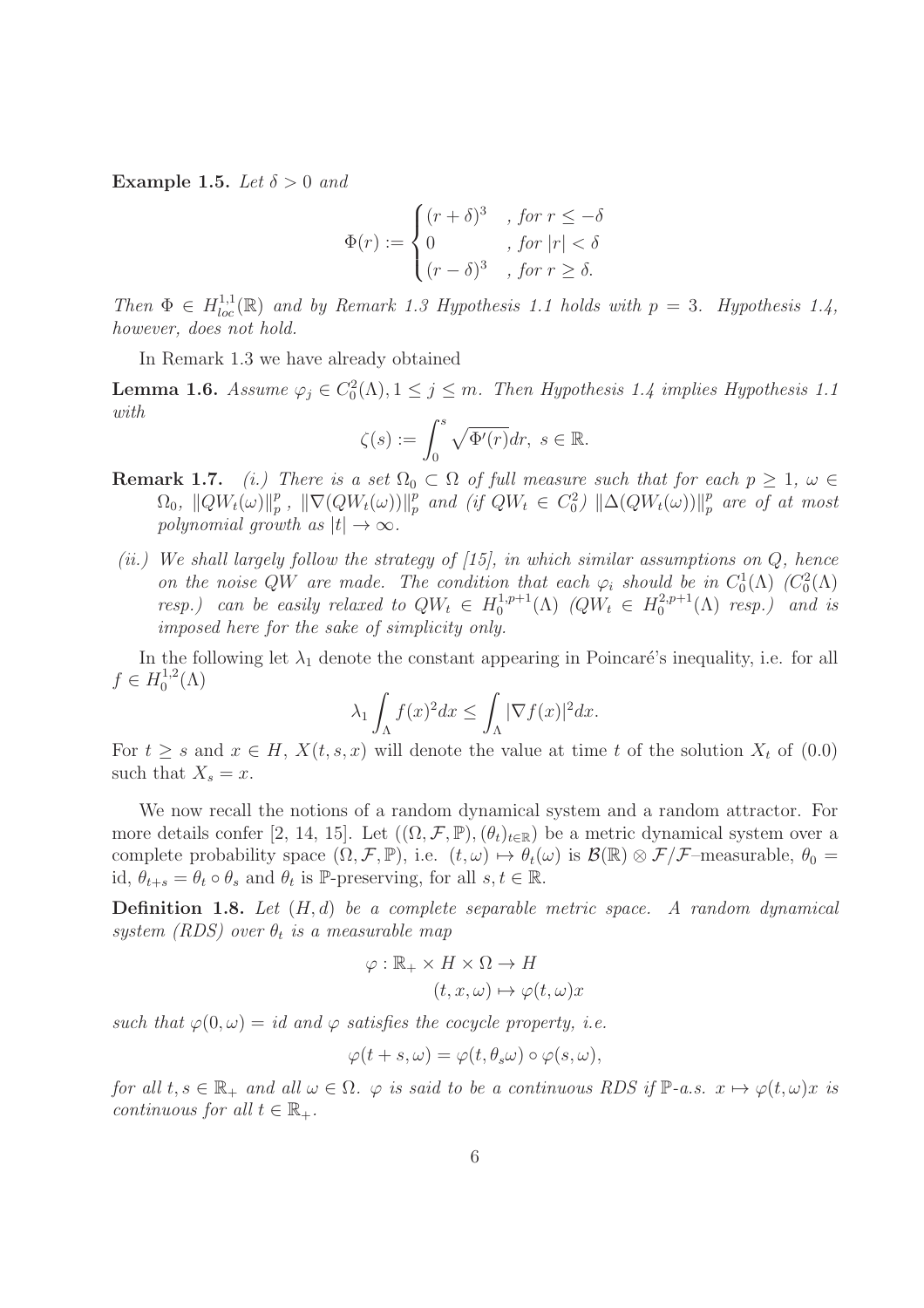**Example 1.5.** *Let $\delta > 0$ and*

$$\Phi(r) := \begin{cases} (r+\delta)^3 & , \text{for } r \leq -\delta \\ 0 & , \text{for } |r| < \delta \\ (r-\delta)^3 & , \text{for } r \geq \delta. \end{cases}$$

*Then $\Phi \in H^{1,1}_{loc}(\mathbb{R})$ and by Remark 1.3 Hypothesis 1.1 holds with $p = 3$. Hypothesis 1.4, however, does not hold.*

In Remark 1.3 we have already obtained

**Lemma 1.6.** *Assume $\varphi_j \in C_0^2(\Lambda), 1 \leq j \leq m$. Then Hypothesis 1.4 implies Hypothesis 1.1 with*

$$\zeta(s) := \int_0^s \sqrt{\Phi'(r)} dr, \ s \in \mathbb{R}.$$

**Remark 1.7.** *(i.) There is a set $\Omega_0 \subset \Omega$ of full measure such that for each $p \geq 1$, $\omega \in \Omega_0$, $\|QW_t(\omega)\|_p^p$, $\|\nabla(QW_t(\omega))\|_p^p$ and (if $QW_t \in C_0^2$) $\|\Delta(QW_t(\omega))\|_p^p$ are of at most polynomial growth as $|t| \to \infty$.*

*(ii.) We shall largely follow the strategy of [15], in which similar assumptions on $Q$, hence on the noise $QW$ are made. The condition that each $\varphi_i$ should be in $C_0^1(\Lambda)$ ($C_0^2(\Lambda)$ resp.) can be easily relaxed to $QW_t \in H_0^{1,p+1}(\Lambda)$ ($QW_t \in H_0^{2,p+1}(\Lambda)$ resp.) and is imposed here for the sake of simplicity only.*

In the following let $\lambda_1$ denote the constant appearing in Poincaré's inequality, i.e. for all $f \in H_0^{1,2}(\Lambda)$

$$\lambda_1 \int_\Lambda f(x)^2 dx \leq \int_\Lambda |\nabla f(x)|^2 dx.$$

For $t \geq s$ and $x \in H$, $X(t,s,x)$ will denote the value at time $t$ of the solution $X_t$ of (0.0) such that $X_s = x$.

We now recall the notions of a random dynamical system and a random attractor. For more details confer [2, 14, 15]. Let $((\Omega, \mathcal{F}, \mathbb{P}), (\theta_t)_{t\in\mathbb{R}})$ be a metric dynamical system over a complete probability space $(\Omega, \mathcal{F}, \mathbb{P})$, i.e. $(t, \omega) \mapsto \theta_t(\omega)$ is $\mathcal{B}(\mathbb{R}) \otimes \mathcal{F}/\mathcal{F}$–measurable, $\theta_0 =$ id, $\theta_{t+s} = \theta_t \circ \theta_s$ and $\theta_t$ is $\mathbb{P}$-preserving, for all $s, t \in \mathbb{R}$.

**Definition 1.8.** *Let $(H, d)$ be a complete separable metric space. A random dynamical system (RDS) over $\theta_t$ is a measurable map*

$$\begin{aligned} \varphi : \mathbb{R}_+ \times H \times \Omega &\to H \\ (t, x, \omega) &\mapsto \varphi(t, \omega)x \end{aligned}$$

*such that $\varphi(0, \omega) = id$ and $\varphi$ satisfies the cocycle property, i.e.*

$$\varphi(t+s, \omega) = \varphi(t, \theta_s\omega) \circ \varphi(s, \omega),$$

*for all $t, s \in \mathbb{R}_+$ and all $\omega \in \Omega$. $\varphi$ is said to be a continuous RDS if $\mathbb{P}$-a.s. $x \mapsto \varphi(t, \omega)x$ is continuous for all $t \in \mathbb{R}_+$.*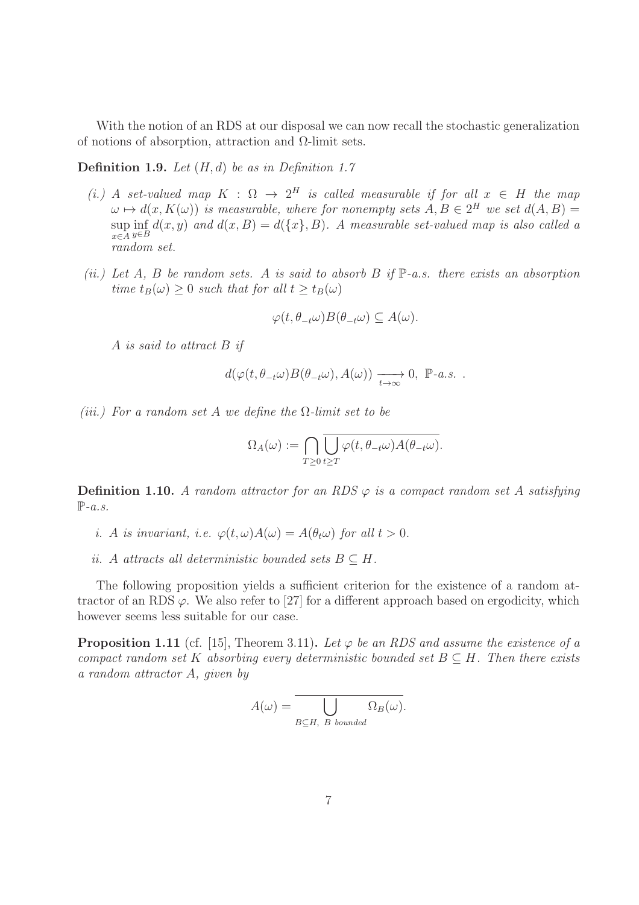With the notion of an RDS at our disposal we can now recall the stochastic generalization of notions of absorption, attraction and $\Omega$-limit sets.

**Definition 1.9.** *Let $(H, d)$ be as in Definition 1.7*

*(i.) A set-valued map $K : \Omega \to 2^H$ is called measurable if for all $x \in H$ the map $\omega \mapsto d(x, K(\omega))$ is measurable, where for nonempty sets $A, B \in 2^H$ we set $d(A, B) = \sup_{x \in A} \inf_{y \in B} d(x, y)$ and $d(x, B) = d(\{x\}, B)$. A measurable set-valued map is also called a random set.*

*(ii.) Let $A$, $B$ be random sets. $A$ is said to absorb $B$ if $\mathbb{P}$-a.s. there exists an absorption time $t_B(\omega) \geq 0$ such that for all $t \geq t_B(\omega)$*

$$\varphi(t, \theta_{-t}\omega)B(\theta_{-t}\omega) \subseteq A(\omega).$$

*$A$ is said to attract $B$ if*

$$d(\varphi(t, \theta_{-t}\omega)B(\theta_{-t}\omega), A(\omega)) \xrightarrow[t \to \infty]{} 0, \ \mathbb{P}\text{-a.s. }.$$

*(iii.) For a random set $A$ we define the $\Omega$-limit set to be*

$$\Omega_A(\omega) := \bigcap_{T \geq 0} \overline{\bigcup_{t \geq T} \varphi(t, \theta_{-t}\omega)A(\theta_{-t}\omega)}.$$

**Definition 1.10.** *A random attractor for an RDS $\varphi$ is a compact random set $A$ satisfying $\mathbb{P}$-a.s.*

*i. $A$ is invariant, i.e. $\varphi(t, \omega)A(\omega) = A(\theta_t\omega)$ for all $t > 0$.*

*ii. $A$ attracts all deterministic bounded sets $B \subseteq H$.*

The following proposition yields a sufficient criterion for the existence of a random attractor of an RDS $\varphi$. We also refer to [27] for a different approach based on ergodicity, which however seems less suitable for our case.

**Proposition 1.11** (cf. [15], Theorem 3.11)**.** *Let $\varphi$ be an RDS and assume the existence of a compact random set $K$ absorbing every deterministic bounded set $B \subseteq H$. Then there exists a random attractor $A$, given by*

$$A(\omega) = \overline{\bigcup_{B \subseteq H, \ B \text{ bounded}} \Omega_B(\omega)}.$$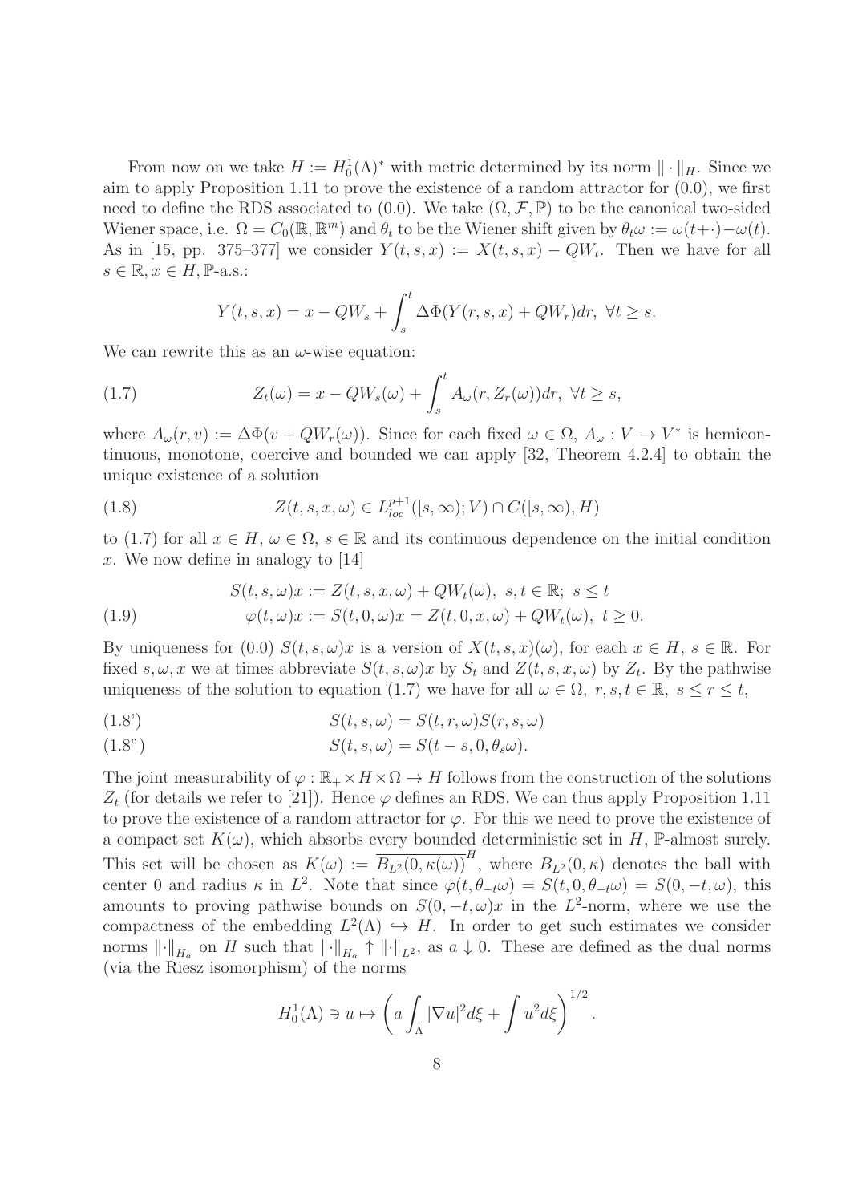From now on we take $H := H_0^1(\Lambda)^*$ with metric determined by its norm $\|\cdot\|_H$. Since we aim to apply Proposition 1.11 to prove the existence of a random attractor for (0.0), we first need to define the RDS associated to (0.0). We take $(\Omega, \mathcal{F}, \mathbb{P})$ to be the canonical two-sided Wiener space, i.e. $\Omega = C_0(\mathbb{R}, \mathbb{R}^m)$ and $\theta_t$ to be the Wiener shift given by $\theta_t\omega := \omega(t+\cdot) - \omega(t)$. As in [15, pp. 375–377] we consider $Y(t,s,x) := X(t,s,x) - QW_t$. Then we have for all $s \in \mathbb{R}, x \in H, \mathbb{P}$-a.s.:

$$Y(t,s,x) = x - QW_s + \int_s^t \Delta\Phi(Y(r,s,x) + QW_r)dr, \ \forall t \geq s.$$

We can rewrite this as an $\omega$-wise equation:

$$Z_t(\omega) = x - QW_s(\omega) + \int_s^t A_\omega(r, Z_r(\omega))dr, \ \forall t \geq s, \tag{1.7}$$

where $A_\omega(r,v) := \Delta\Phi(v + QW_r(\omega))$. Since for each fixed $\omega \in \Omega$, $A_\omega : V \to V^*$ is hemicontinuous, monotone, coercive and bounded we can apply [32, Theorem 4.2.4] to obtain the unique existence of a solution

$$Z(t,s,x,\omega) \in L^{p+1}_{loc}([s,\infty); V) \cap C([s,\infty), H) \tag{1.8}$$

to (1.7) for all $x \in H$, $\omega \in \Omega$, $s \in \mathbb{R}$ and its continuous dependence on the initial condition $x$. We now define in analogy to [14]

$$\begin{aligned} S(t,s,\omega)x &:= Z(t,s,x,\omega) + QW_t(\omega), \ s,t \in \mathbb{R}; \ s \leq t \\ \varphi(t,\omega)x &:= S(t,0,\omega)x = Z(t,0,x,\omega) + QW_t(\omega), \ t \geq 0. \end{aligned} \tag{1.9}$$

By uniqueness for (0.0) $S(t,s,\omega)x$ is a version of $X(t,s,x)(\omega)$, for each $x \in H$, $s \in \mathbb{R}$. For fixed $s, \omega, x$ we at times abbreviate $S(t,s,\omega)x$ by $S_t$ and $Z(t,s,x,\omega)$ by $Z_t$. By the pathwise uniqueness of the solution to equation (1.7) we have for all $\omega \in \Omega$, $r,s,t \in \mathbb{R}$, $s \leq r \leq t$,

$$S(t,s,\omega) = S(t,r,\omega)S(r,s,\omega) \tag{1.8'}$$

$$S(t,s,\omega) = S(t-s,0,\theta_s\omega). \tag{1.8''}$$

The joint measurability of $\varphi : \mathbb{R}_+ \times H \times \Omega \to H$ follows from the construction of the solutions $Z_t$ (for details we refer to [21]). Hence $\varphi$ defines an RDS. We can thus apply Proposition 1.11 to prove the existence of a random attractor for $\varphi$. For this we need to prove the existence of a compact set $K(\omega)$, which absorbs every bounded deterministic set in $H$, $\mathbb{P}$-almost surely. This set will be chosen as $K(\omega) := \overline{B_{L^2}(0,\kappa(\omega))}^H$, where $B_{L^2}(0,\kappa)$ denotes the ball with center 0 and radius $\kappa$ in $L^2$. Note that since $\varphi(t,\theta_{-t}\omega) = S(t,0,\theta_{-t}\omega) = S(0,-t,\omega)$, this amounts to proving pathwise bounds on $S(0,-t,\omega)x$ in the $L^2$-norm, where we use the compactness of the embedding $L^2(\Lambda) \hookrightarrow H$. In order to get such estimates we consider norms $\|\cdot\|_{H_a}$ on $H$ such that $\|\cdot\|_{H_a} \uparrow \|\cdot\|_{L^2}$, as $a \downarrow 0$. These are defined as the dual norms (via the Riesz isomorphism) of the norms

$$H_0^1(\Lambda) \ni u \mapsto \left( a\int_\Lambda |\nabla u|^2 d\xi + \int u^2 d\xi \right)^{1/2}.$$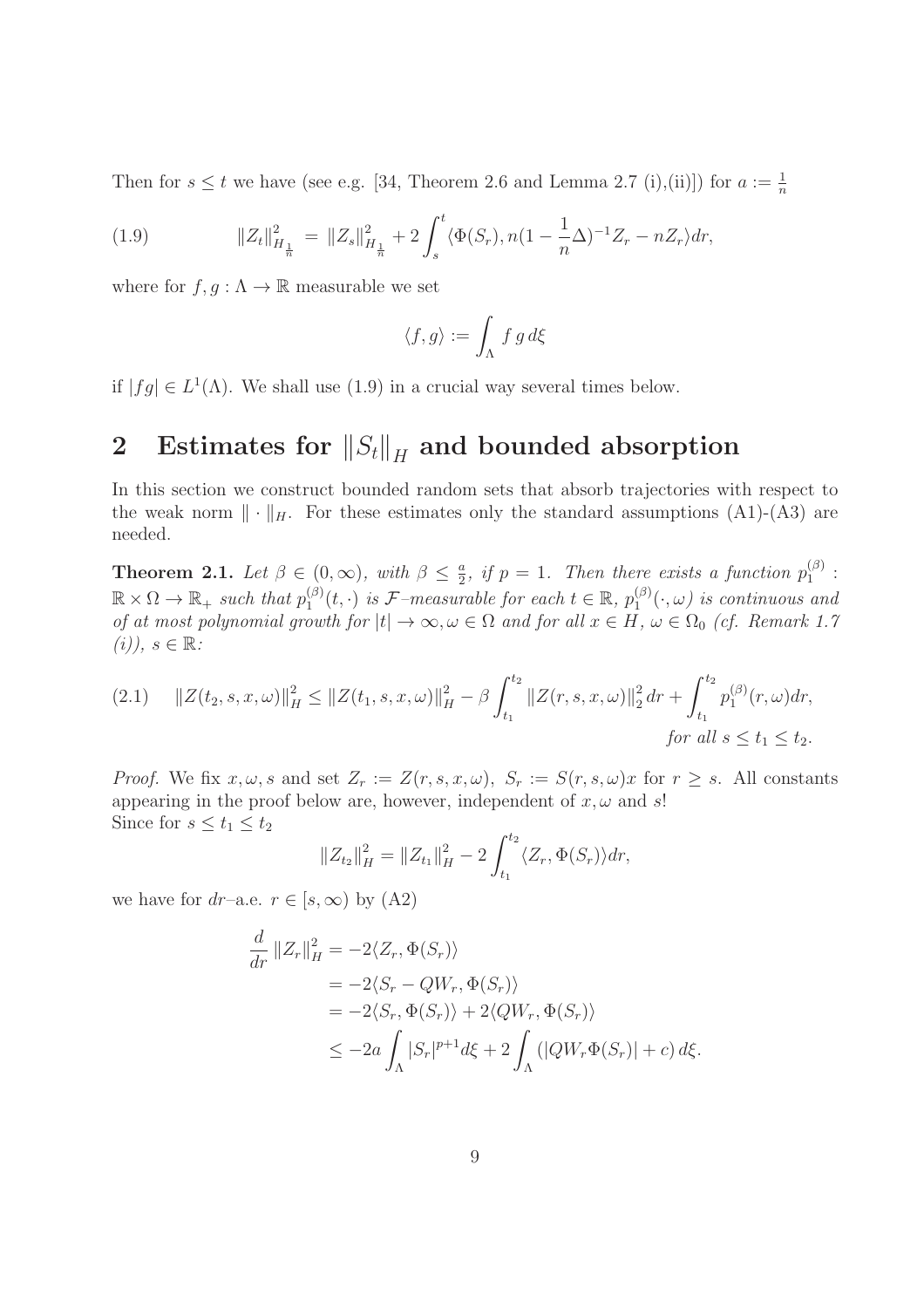Then for $s \leq t$ we have (see e.g. [34, Theorem 2.6 and Lemma 2.7 (i),(ii)]) for $a := \frac{1}{n}$

$$
\|Z_t\|_{H_{\frac{1}{n}}}^2 = \|Z_s\|_{H_{\frac{1}{n}}}^2 + 2\int_s^t \langle \Phi(S_r), n(1 - \frac{1}{n}\Delta)^{-1} Z_r - nZ_r \rangle dr, \tag{1.9}
$$

where for $f, g : \Lambda \to \mathbb{R}$ measurable we set

$$
\langle f, g \rangle := \int_\Lambda f\, g\, d\xi
$$

if $|fg| \in L^1(\Lambda)$. We shall use (1.9) in a crucial way several times below.

# 2 Estimates for $\|S_t\|_H$ and bounded absorption

In this section we construct bounded random sets that absorb trajectories with respect to the weak norm $\|\cdot\|_H$. For these estimates only the standard assumptions (A1)-(A3) are needed.

**Theorem 2.1.** *Let $\beta \in (0, \infty)$, with $\beta \leq \frac{a}{2}$, if $p = 1$. Then there exists a function $p_1^{(\beta)} : \mathbb{R} \times \Omega \to \mathbb{R}_+$ such that $p_1^{(\beta)}(t, \cdot)$ is $\mathcal{F}$–measurable for each $t \in \mathbb{R}$, $p_1^{(\beta)}(\cdot, \omega)$ is continuous and of at most polynomial growth for $|t| \to \infty, \omega \in \Omega$ and for all $x \in H$, $\omega \in \Omega_0$ (cf. Remark 1.7 (i)), $s \in \mathbb{R}$:*

$$
\|Z(t_2, s, x, \omega)\|_H^2 \leq \|Z(t_1, s, x, \omega)\|_H^2 - \beta \int_{t_1}^{t_2} \|Z(r, s, x, \omega)\|_2^2\, dr + \int_{t_1}^{t_2} p_1^{(\beta)}(r, \omega) dr, \tag{2.1}
$$

*for all $s \leq t_1 \leq t_2$.*

*Proof.* We fix $x, \omega, s$ and set $Z_r := Z(r, s, x, \omega)$, $S_r := S(r, s, \omega)x$ for $r \geq s$. All constants appearing in the proof below are, however, independent of $x, \omega$ and $s$!
Since for $s \leq t_1 \leq t_2$

$$
\|Z_{t_2}\|_H^2 = \|Z_{t_1}\|_H^2 - 2\int_{t_1}^{t_2} \langle Z_r, \Phi(S_r) \rangle dr,
$$

we have for $dr$–a.e. $r \in [s, \infty)$ by (A2)

$$
\begin{aligned}
\frac{d}{dr} \|Z_r\|_H^2 &= -2\langle Z_r, \Phi(S_r) \rangle \\
&= -2\langle S_r - QW_r, \Phi(S_r) \rangle \\
&= -2\langle S_r, \Phi(S_r) \rangle + 2\langle QW_r, \Phi(S_r) \rangle \\
&\leq -2a \int_\Lambda |S_r|^{p+1} d\xi + 2\int_\Lambda (|QW_r \Phi(S_r)| + c)\, d\xi.
\end{aligned}
$$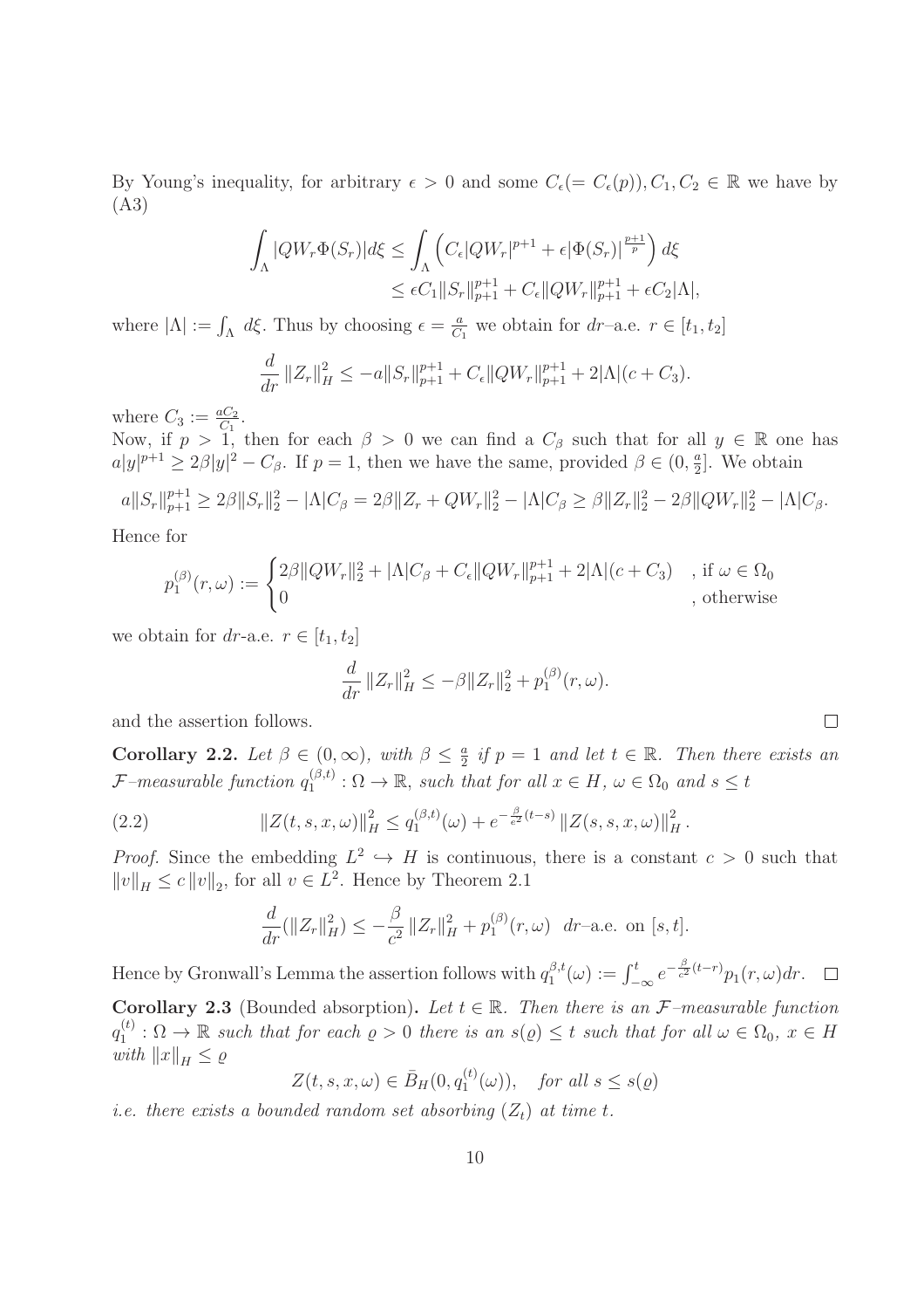By Young's inequality, for arbitrary $\epsilon > 0$ and some $C_\epsilon (= C_\epsilon(p)), C_1, C_2 \in \mathbb{R}$ we have by (A3)

$$\begin{aligned}\int_\Lambda |QW_r \Phi(S_r)| d\xi &\leq \int_\Lambda \left( C_\epsilon |QW_r|^{p+1} + \epsilon |\Phi(S_r)|^{\frac{p+1}{p}} \right) d\xi \\ &\leq \epsilon C_1 \|S_r\|_{p+1}^{p+1} + C_\epsilon \|QW_r\|_{p+1}^{p+1} + \epsilon C_2 |\Lambda|,\end{aligned}$$

where $|\Lambda| := \int_\Lambda d\xi$. Thus by choosing $\epsilon = \frac{a}{C_1}$ we obtain for $dr$–a.e. $r \in [t_1, t_2]$

$$\frac{d}{dr} \|Z_r\|_H^2 \leq -a \|S_r\|_{p+1}^{p+1} + C_\epsilon \|QW_r\|_{p+1}^{p+1} + 2|\Lambda|(c + C_3).$$

where $C_3 := \frac{aC_2}{C_1}$.

Now, if $p > 1$, then for each $\beta > 0$ we can find a $C_\beta$ such that for all $y \in \mathbb{R}$ one has $a|y|^{p+1} \geq 2\beta|y|^2 - C_\beta$. If $p = 1$, then we have the same, provided $\beta \in (0, \frac{a}{2}]$. We obtain

$$a\|S_r\|_{p+1}^{p+1} \geq 2\beta \|S_r\|_2^2 - |\Lambda| C_\beta = 2\beta \|Z_r + QW_r\|_2^2 - |\Lambda| C_\beta \geq \beta \|Z_r\|_2^2 - 2\beta \|QW_r\|_2^2 - |\Lambda| C_\beta.$$

Hence for

$$p_1^{(\beta)}(r, \omega) := \begin{cases} 2\beta \|QW_r\|_2^2 + |\Lambda| C_\beta + C_\epsilon \|QW_r\|_{p+1}^{p+1} + 2|\Lambda|(c + C_3) & \text{, if } \omega \in \Omega_0 \\ 0 & \text{, otherwise} \end{cases}$$

we obtain for $dr$-a.e. $r \in [t_1, t_2]$

$$\frac{d}{dr} \|Z_r\|_H^2 \leq -\beta \|Z_r\|_2^2 + p_1^{(\beta)}(r, \omega).$$

and the assertion follows. □

**Corollary 2.2.** *Let $\beta \in (0, \infty)$, with $\beta \leq \frac{a}{2}$ if $p = 1$ and let $t \in \mathbb{R}$. Then there exists an $\mathcal{F}$–measurable function $q_1^{(\beta,t)} : \Omega \to \mathbb{R}$, such that for all $x \in H$, $\omega \in \Omega_0$ and $s \leq t$*

$$\|Z(t, s, x, \omega)\|_H^2 \leq q_1^{(\beta,t)}(\omega) + e^{-\frac{\beta}{c^2}(t-s)} \|Z(s, s, x, \omega)\|_H^2 . \tag{2.2}$$

*Proof.* Since the embedding $L^2 \hookrightarrow H$ is continuous, there is a constant $c > 0$ such that $\|v\|_H \leq c \|v\|_2$, for all $v \in L^2$. Hence by Theorem 2.1

$$\frac{d}{dr}(\|Z_r\|_H^2) \leq -\frac{\beta}{c^2} \|Z_r\|_H^2 + p_1^{(\beta)}(r, \omega) \quad dr\text{–a.e. on } [s, t].$$

Hence by Gronwall's Lemma the assertion follows with $q_1^{\beta,t}(\omega) := \int_{-\infty}^t e^{-\frac{\beta}{c^2}(t-r)} p_1(r, \omega) dr$. □

**Corollary 2.3** (Bounded absorption)**.** *Let $t \in \mathbb{R}$. Then there is an $\mathcal{F}$–measurable function $q_1^{(t)} : \Omega \to \mathbb{R}$ such that for each $\varrho > 0$ there is an $s(\varrho) \leq t$ such that for all $\omega \in \Omega_0$, $x \in H$ with $\|x\|_H \leq \varrho$*

$$Z(t, s, x, \omega) \in \bar{B}_H(0, q_1^{(t)}(\omega)), \quad \text{for all } s \leq s(\varrho)$$

*i.e. there exists a bounded random set absorbing $(Z_t)$ at time $t$.*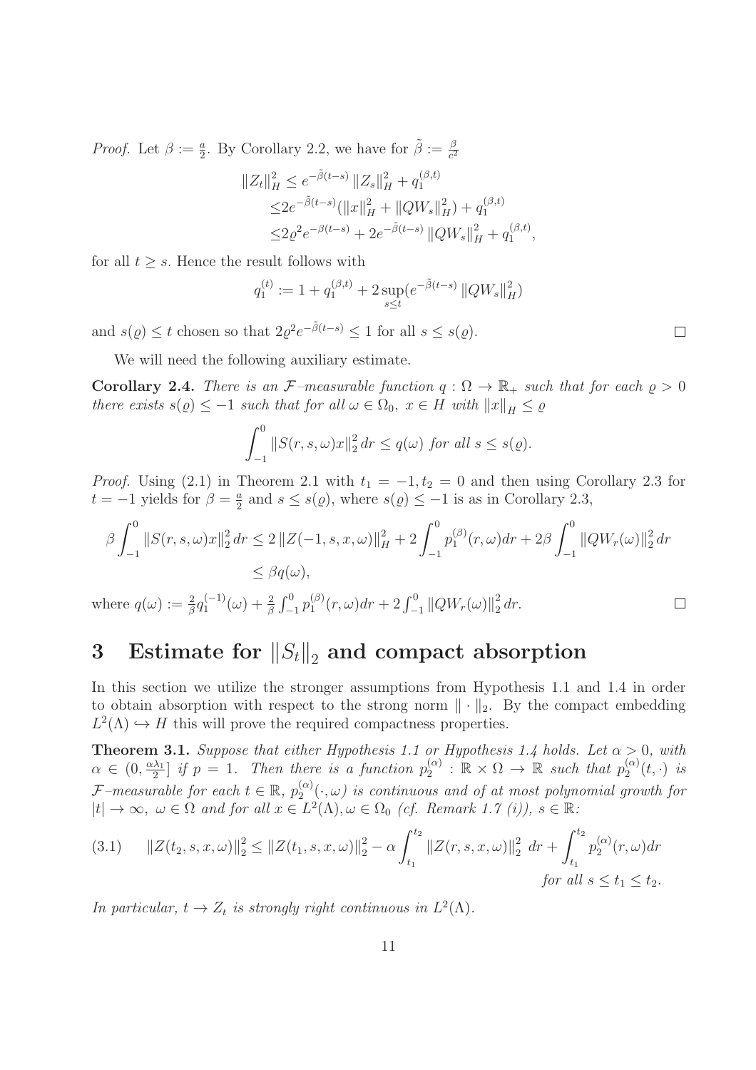*Proof.* Let $\beta := \frac{a}{2}$. By Corollary 2.2, we have for $\tilde{\beta} := \frac{\beta}{c^2}$

$$
\begin{aligned}
\|Z_t\|_H^2 &\le e^{-\tilde{\beta}(t-s)} \|Z_s\|_H^2 + q_1^{(\beta,t)} \\
&\le 2e^{-\tilde{\beta}(t-s)}(\|x\|_H^2 + \|QW_s\|_H^2) + q_1^{(\beta,t)} \\
&\le 2\varrho^2 e^{-\beta(t-s)} + 2e^{-\tilde{\beta}(t-s)} \|QW_s\|_H^2 + q_1^{(\beta,t)},
\end{aligned}
$$

for all $t \ge s$. Hence the result follows with

$$
q_1^{(t)} := 1 + q_1^{(\beta,t)} + 2\sup_{s \le t}(e^{-\tilde{\beta}(t-s)} \|QW_s\|_H^2)
$$

and $s(\varrho) \le t$ chosen so that $2\varrho^2 e^{-\tilde{\beta}(t-s)} \le 1$ for all $s \le s(\varrho)$. $\square$

We will need the following auxiliary estimate.

**Corollary 2.4.** *There is an $\mathcal{F}$–measurable function $q : \Omega \to \mathbb{R}_+$ such that for each $\varrho > 0$ there exists $s(\varrho) \le -1$ such that for all $\omega \in \Omega_0$, $x \in H$ with $\|x\|_H \le \varrho$*

$$
\int_{-1}^0 \|S(r,s,\omega)x\|_2^2 \, dr \le q(\omega) \text{ for all } s \le s(\varrho).
$$

*Proof.* Using (2.1) in Theorem 2.1 with $t_1 = -1, t_2 = 0$ and then using Corollary 2.3 for $t = -1$ yields for $\beta = \frac{a}{2}$ and $s \le s(\varrho)$, where $s(\varrho) \le -1$ is as in Corollary 2.3,

$$
\begin{aligned}
\beta \int_{-1}^0 \|S(r,s,\omega)x\|_2^2 \, dr &\le 2\|Z(-1,s,x,\omega)\|_H^2 + 2\int_{-1}^0 p_1^{(\beta)}(r,\omega)dr + 2\beta \int_{-1}^0 \|QW_r(\omega)\|_2^2 \, dr \\
&\le \beta q(\omega),
\end{aligned}
$$

where $q(\omega) := \frac{2}{\beta} q_1^{(-1)}(\omega) + \frac{2}{\beta}\int_{-1}^0 p_1^{(\beta)}(r,\omega)dr + 2\int_{-1}^0 \|QW_r(\omega)\|_2^2 \, dr$. $\square$

# 3 Estimate for $\|S_t\|_2$ and compact absorption

In this section we utilize the stronger assumptions from Hypothesis 1.1 and 1.4 in order to obtain absorption with respect to the strong norm $\|\cdot\|_2$. By the compact embedding $L^2(\Lambda) \hookrightarrow H$ this will prove the required compactness properties.

**Theorem 3.1.** *Suppose that either Hypothesis 1.1 or Hypothesis 1.4 holds. Let $\alpha > 0$, with $\alpha \in (0, \frac{\alpha\lambda_1}{2}]$ if $p = 1$. Then there is a function $p_2^{(\alpha)} : \mathbb{R} \times \Omega \to \mathbb{R}$ such that $p_2^{(\alpha)}(t,\cdot)$ is $\mathcal{F}$–measurable for each $t \in \mathbb{R}$, $p_2^{(\alpha)}(\cdot,\omega)$ is continuous and of at most polynomial growth for $|t| \to \infty$, $\omega \in \Omega$ and for all $x \in L^2(\Lambda), \omega \in \Omega_0$ (cf. Remark 1.7 (i)), $s \in \mathbb{R}$:*

$$
\|Z(t_2,s,x,\omega)\|_2^2 \le \|Z(t_1,s,x,\omega)\|_2^2 - \alpha \int_{t_1}^{t_2} \|Z(r,s,x,\omega)\|_2^2 \, dr + \int_{t_1}^{t_2} p_2^{(\alpha)}(r,\omega)dr \tag{3.1}
$$

*for all $s \le t_1 \le t_2$.*

*In particular, $t \to Z_t$ is strongly right continuous in $L^2(\Lambda)$.*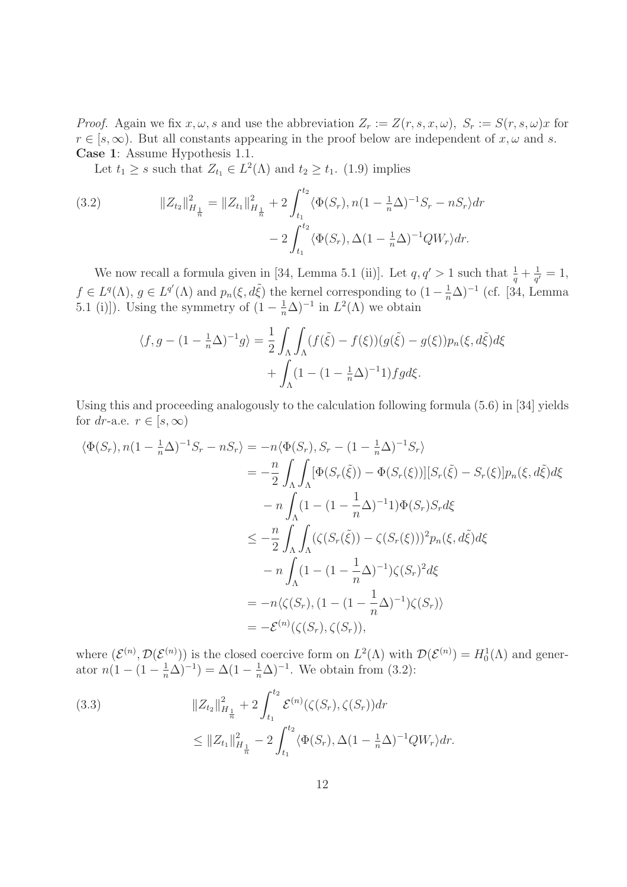*Proof.* Again we fix $x, \omega, s$ and use the abbreviation $Z_r := Z(r, s, x, \omega)$, $S_r := S(r, s, \omega)x$ for $r \in [s, \infty)$. But all constants appearing in the proof below are independent of $x, \omega$ and $s$.

**Case 1**: Assume Hypothesis 1.1.

Let $t_1 \geq s$ such that $Z_{t_1} \in L^2(\Lambda)$ and $t_2 \geq t_1$. (1.9) implies

$$
\begin{aligned}
\|Z_{t_2}\|^2_{H_{\frac{1}{n}}} = \|Z_{t_1}\|^2_{H_{\frac{1}{n}}} &+ 2\int_{t_1}^{t_2} \langle \Phi(S_r), n(1 - \tfrac{1}{n}\Delta)^{-1} S_r - nS_r\rangle dr \\
&- 2\int_{t_1}^{t_2} \langle \Phi(S_r), \Delta(1 - \tfrac{1}{n}\Delta)^{-1} QW_r\rangle dr.
\end{aligned} \tag{3.2}
$$

We now recall a formula given in [34, Lemma 5.1 (ii)]. Let $q, q' > 1$ such that $\frac{1}{q} + \frac{1}{q'} = 1$, $f \in L^q(\Lambda)$, $g \in L^{q'}(\Lambda)$ and $p_n(\xi, d\tilde{\xi})$ the kernel corresponding to $(1 - \frac{1}{n}\Delta)^{-1}$ (cf. [34, Lemma 5.1 (i)]). Using the symmetry of $(1 - \frac{1}{n}\Delta)^{-1}$ in $L^2(\Lambda)$ we obtain

$$
\begin{aligned}
\langle f, g - (1 - \tfrac{1}{n}\Delta)^{-1} g\rangle &= \frac{1}{2}\int_\Lambda\int_\Lambda (f(\tilde{\xi}) - f(\xi))(g(\tilde{\xi}) - g(\xi)) p_n(\xi, d\tilde{\xi}) d\xi \\
&+ \int_\Lambda (1 - (1 - \tfrac{1}{n}\Delta)^{-1} 1) fg d\xi.
\end{aligned}
$$

Using this and proceeding analogously to the calculation following formula (5.6) in [34] yields for $dr$-a.e. $r \in [s, \infty)$

$$
\begin{aligned}
\langle \Phi(S_r), n(1 - \tfrac{1}{n}\Delta)^{-1} S_r - nS_r\rangle &= -n\langle \Phi(S_r), S_r - (1 - \tfrac{1}{n}\Delta)^{-1} S_r\rangle \\
&= -\frac{n}{2}\int_\Lambda\int_\Lambda [\Phi(S_r(\tilde{\xi})) - \Phi(S_r(\xi))][S_r(\tilde{\xi}) - S_r(\xi)] p_n(\xi, d\tilde{\xi}) d\xi \\
&\quad - n\int_\Lambda (1 - (1 - \frac{1}{n}\Delta)^{-1} 1)\Phi(S_r) S_r d\xi \\
&\leq -\frac{n}{2}\int_\Lambda\int_\Lambda (\zeta(S_r(\tilde{\xi})) - \zeta(S_r(\xi)))^2 p_n(\xi, d\tilde{\xi}) d\xi \\
&\quad - n\int_\Lambda (1 - (1 - \frac{1}{n}\Delta)^{-1})\zeta(S_r)^2 d\xi \\
&= -n\langle \zeta(S_r), (1 - (1 - \frac{1}{n}\Delta)^{-1})\zeta(S_r)\rangle \\
&= -\mathcal{E}^{(n)}(\zeta(S_r), \zeta(S_r)),
\end{aligned}
$$

where $(\mathcal{E}^{(n)}, \mathcal{D}(\mathcal{E}^{(n)}))$ is the closed coercive form on $L^2(\Lambda)$ with $\mathcal{D}(\mathcal{E}^{(n)}) = H_0^1(\Lambda)$ and generator $n(1 - (1 - \frac{1}{n}\Delta)^{-1}) = \Delta(1 - \frac{1}{n}\Delta)^{-1}$. We obtain from (3.2):

$$
\begin{aligned}
&\|Z_{t_2}\|^2_{H_{\frac{1}{n}}} + 2\int_{t_1}^{t_2} \mathcal{E}^{(n)}(\zeta(S_r), \zeta(S_r)) dr \\
&\leq \|Z_{t_1}\|^2_{H_{\frac{1}{n}}} - 2\int_{t_1}^{t_2} \langle \Phi(S_r), \Delta(1 - \tfrac{1}{n}\Delta)^{-1} QW_r\rangle dr.
\end{aligned} \tag{3.3}
$$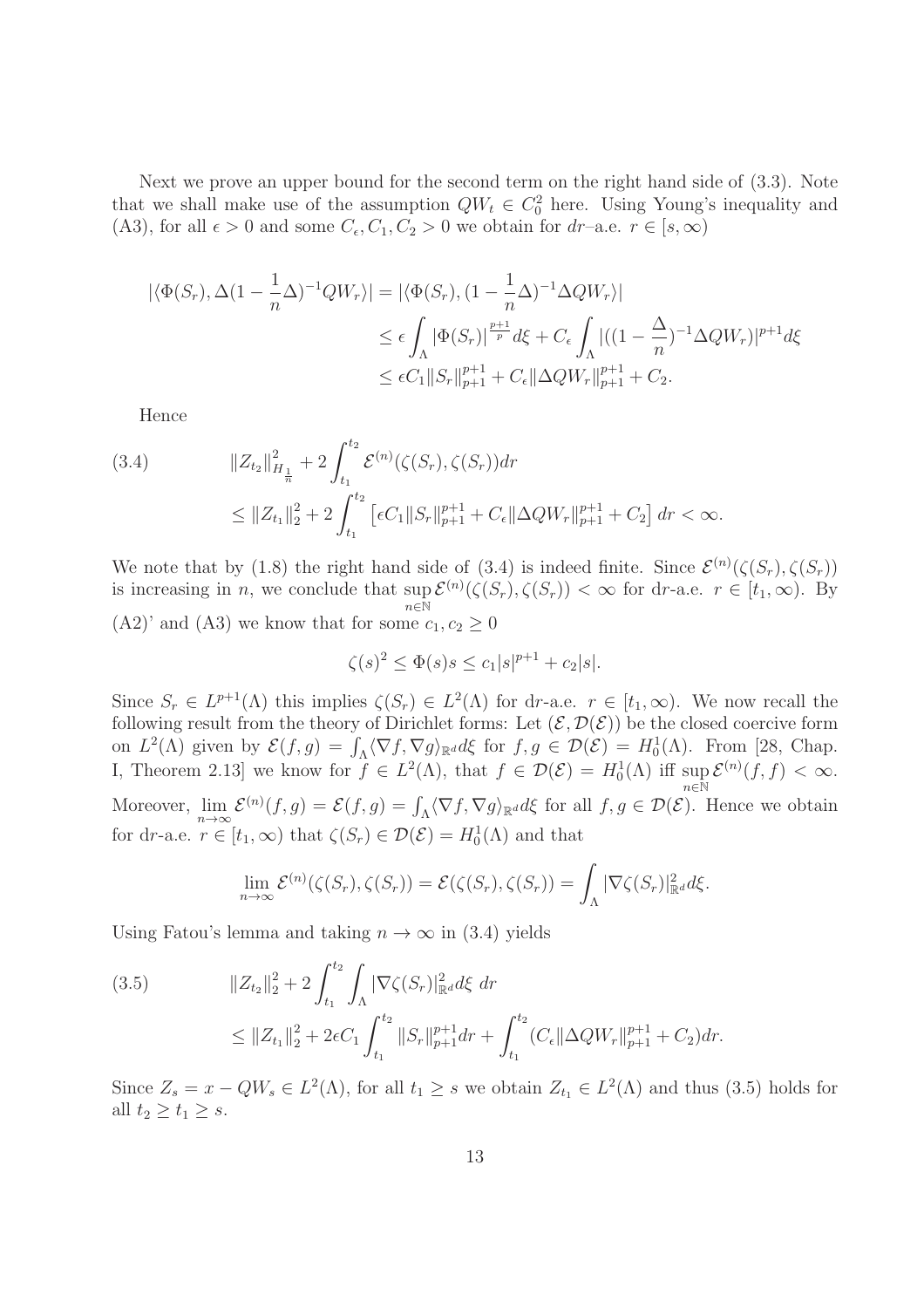Next we prove an upper bound for the second term on the right hand side of (3.3). Note that we shall make use of the assumption $QW_t \in C_0^2$ here. Using Young's inequality and (A3), for all $\epsilon > 0$ and some $C_\epsilon, C_1, C_2 > 0$ we obtain for $dr$–a.e. $r \in [s, \infty)$

$$
\begin{aligned}
|\langle \Phi(S_r), \Delta(1 - \frac{1}{n}\Delta)^{-1} QW_r \rangle| &= |\langle \Phi(S_r), (1 - \frac{1}{n}\Delta)^{-1} \Delta QW_r \rangle| \\
&\leq \epsilon \int_\Lambda |\Phi(S_r)|^{\frac{p+1}{p}} d\xi + C_\epsilon \int_\Lambda |((1 - \frac{\Delta}{n})^{-1} \Delta QW_r)|^{p+1} d\xi \\
&\leq \epsilon C_1 \|S_r\|_{p+1}^{p+1} + C_\epsilon \|\Delta QW_r\|_{p+1}^{p+1} + C_2.
\end{aligned}
$$

Hence

$$
\begin{aligned}
(3.4) \qquad & \|Z_{t_2}\|_{H_{\frac{1}{n}}}^2 + 2 \int_{t_1}^{t_2} \mathcal{E}^{(n)}(\zeta(S_r), \zeta(S_r)) dr \\
& \leq \|Z_{t_1}\|_2^2 + 2 \int_{t_1}^{t_2} \left[ \epsilon C_1 \|S_r\|_{p+1}^{p+1} + C_\epsilon \|\Delta QW_r\|_{p+1}^{p+1} + C_2 \right] dr < \infty.
\end{aligned}
$$

We note that by (1.8) the right hand side of (3.4) is indeed finite. Since $\mathcal{E}^{(n)}(\zeta(S_r), \zeta(S_r))$ is increasing in $n$, we conclude that $\sup_{n \in \mathbb{N}} \mathcal{E}^{(n)}(\zeta(S_r), \zeta(S_r)) < \infty$ for d$r$-a.e. $r \in [t_1, \infty)$. By (A2)' and (A3) we know that for some $c_1, c_2 \geq 0$

$$
\zeta(s)^2 \leq \Phi(s)s \leq c_1 |s|^{p+1} + c_2 |s|.
$$

Since $S_r \in L^{p+1}(\Lambda)$ this implies $\zeta(S_r) \in L^2(\Lambda)$ for d$r$-a.e. $r \in [t_1, \infty)$. We now recall the following result from the theory of Dirichlet forms: Let $(\mathcal{E}, \mathcal{D}(\mathcal{E}))$ be the closed coercive form on $L^2(\Lambda)$ given by $\mathcal{E}(f, g) = \int_\Lambda \langle \nabla f, \nabla g \rangle_{\mathbb{R}^d} d\xi$ for $f, g \in \mathcal{D}(\mathcal{E}) = H_0^1(\Lambda)$. From [28, Chap. I, Theorem 2.13] we know for $f \in L^2(\Lambda)$, that $f \in \mathcal{D}(\mathcal{E}) = H_0^1(\Lambda)$ iff $\sup_{n \in \mathbb{N}} \mathcal{E}^{(n)}(f, f) < \infty$. Moreover, $\lim_{n \to \infty} \mathcal{E}^{(n)}(f, g) = \mathcal{E}(f, g) = \int_\Lambda \langle \nabla f, \nabla g \rangle_{\mathbb{R}^d} d\xi$ for all $f, g \in \mathcal{D}(\mathcal{E})$. Hence we obtain for d$r$-a.e. $r \in [t_1, \infty)$ that $\zeta(S_r) \in \mathcal{D}(\mathcal{E}) = H_0^1(\Lambda)$ and that

$$
\lim_{n \to \infty} \mathcal{E}^{(n)}(\zeta(S_r), \zeta(S_r)) = \mathcal{E}(\zeta(S_r), \zeta(S_r)) = \int_\Lambda |\nabla \zeta(S_r)|_{\mathbb{R}^d}^2 d\xi.
$$

Using Fatou's lemma and taking $n \to \infty$ in (3.4) yields

$$
\begin{aligned}
(3.5) \qquad & \|Z_{t_2}\|_2^2 + 2 \int_{t_1}^{t_2} \int_\Lambda |\nabla \zeta(S_r)|_{\mathbb{R}^d}^2 d\xi \ dr \\
& \leq \|Z_{t_1}\|_2^2 + 2\epsilon C_1 \int_{t_1}^{t_2} \|S_r\|_{p+1}^{p+1} dr + \int_{t_1}^{t_2} (C_\epsilon \|\Delta QW_r\|_{p+1}^{p+1} + C_2) dr.
\end{aligned}
$$

Since $Z_s = x - QW_s \in L^2(\Lambda)$, for all $t_1 \geq s$ we obtain $Z_{t_1} \in L^2(\Lambda)$ and thus (3.5) holds for all $t_2 \geq t_1 \geq s$.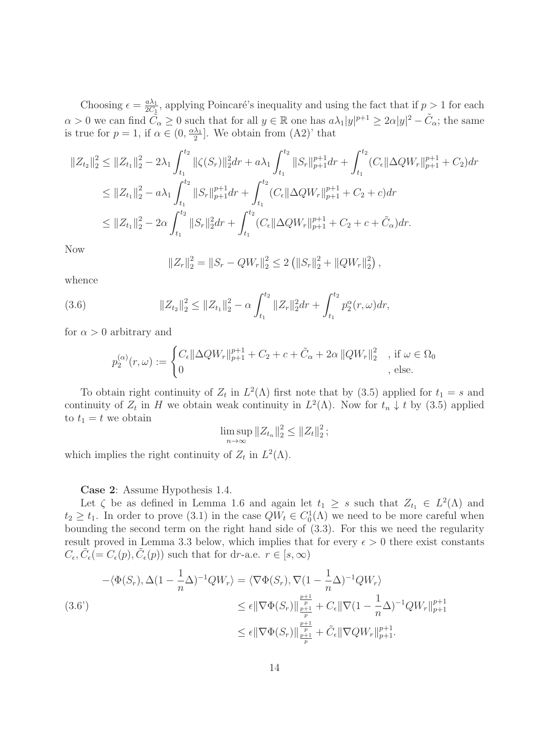Choosing $\epsilon = \frac{a\lambda_1}{2C_1}$, applying Poincaré's inequality and using the fact that if $p > 1$ for each $\alpha > 0$ we can find $\tilde{C}_\alpha \geq 0$ such that for all $y \in \mathbb{R}$ one has $a\lambda_1 |y|^{p+1} \geq 2\alpha |y|^2 - \tilde{C}_\alpha$; the same is true for $p = 1$, if $\alpha \in (0, \frac{\alpha\lambda_1}{2}]$. We obtain from (A2)' that

$$
\begin{aligned}
\|Z_{t_2}\|_2^2 &\leq \|Z_{t_1}\|_2^2 - 2\lambda_1 \int_{t_1}^{t_2} \|\zeta(S_r)\|_2^2 dr + a\lambda_1 \int_{t_1}^{t_2} \|S_r\|_{p+1}^{p+1} dr + \int_{t_1}^{t_2} (C_\epsilon \|\Delta Q W_r\|_{p+1}^{p+1} + C_2) dr \\
&\leq \|Z_{t_1}\|_2^2 - a\lambda_1 \int_{t_1}^{t_2} \|S_r\|_{p+1}^{p+1} dr + \int_{t_1}^{t_2} (C_\epsilon \|\Delta Q W_r\|_{p+1}^{p+1} + C_2 + c) dr \\
&\leq \|Z_{t_1}\|_2^2 - 2\alpha \int_{t_1}^{t_2} \|S_r\|_2^2 dr + \int_{t_1}^{t_2} (C_\epsilon \|\Delta Q W_r\|_{p+1}^{p+1} + C_2 + c + \tilde{C}_\alpha) dr.
\end{aligned}
$$

Now

$$
\|Z_r\|_2^2 = \|S_r - QW_r\|_2^2 \leq 2\left(\|S_r\|_2^2 + \|QW_r\|_2^2\right),
$$

whence

$$
\|Z_{t_2}\|_2^2 \leq \|Z_{t_1}\|_2^2 - \alpha \int_{t_1}^{t_2} \|Z_r\|_2^2 dr + \int_{t_1}^{t_2} p_2^\alpha(r, \omega) dr, \tag{3.6}
$$

for $\alpha > 0$ arbitrary and

$$
p_2^{(\alpha)}(r, \omega) := \begin{cases} C_\epsilon \|\Delta Q W_r\|_{p+1}^{p+1} + C_2 + c + \tilde{C}_\alpha + 2\alpha \|QW_r\|_2^2 & , \text{if } \omega \in \Omega_0 \\ 0 & , \text{else.} \end{cases}
$$

To obtain right continuity of $Z_t$ in $L^2(\Lambda)$ first note that by (3.5) applied for $t_1 = s$ and continuity of $Z_t$ in $H$ we obtain weak continuity in $L^2(\Lambda)$. Now for $t_n \downarrow t$ by (3.5) applied to $t_1 = t$ we obtain

$$
\limsup_{n \to \infty} \|Z_{t_n}\|_2^2 \leq \|Z_t\|_2^2;
$$

which implies the right continuity of $Z_t$ in $L^2(\Lambda)$.

**Case 2**: Assume Hypothesis 1.4.

Let $\zeta$ be as defined in Lemma 1.6 and again let $t_1 \geq s$ such that $Z_{t_1} \in L^2(\Lambda)$ and $t_2 \geq t_1$. In order to prove (3.1) in the case $QW_t \in C_0^1(\Lambda)$ we need to be more careful when bounding the second term on the right hand side of (3.3). For this we need the regularity result proved in Lemma 3.3 below, which implies that for every $\epsilon > 0$ there exist constants $C_\epsilon, \tilde{C}_\epsilon (= C_\epsilon(p), \tilde{C}_\epsilon(p))$ such that for d$r$-a.e. $r \in [s, \infty)$

$$
\begin{aligned}
-\langle \Phi(S_r), \Delta(1 - \frac{1}{n}\Delta)^{-1} Q W_r \rangle &= \langle \nabla \Phi(S_r), \nabla (1 - \frac{1}{n}\Delta)^{-1} Q W_r \rangle \\
&\leq \epsilon \|\nabla \Phi(S_r)\|_{\frac{p+1}{p}}^{\frac{p+1}{p}} + C_\epsilon \|\nabla (1 - \frac{1}{n}\Delta)^{-1} Q W_r\|_{p+1}^{p+1} \\
&\leq \epsilon \|\nabla \Phi(S_r)\|_{\frac{p+1}{p}}^{\frac{p+1}{p}} + \tilde{C}_\epsilon \|\nabla Q W_r\|_{p+1}^{p+1}.
\end{aligned} \tag{3.6'}
$$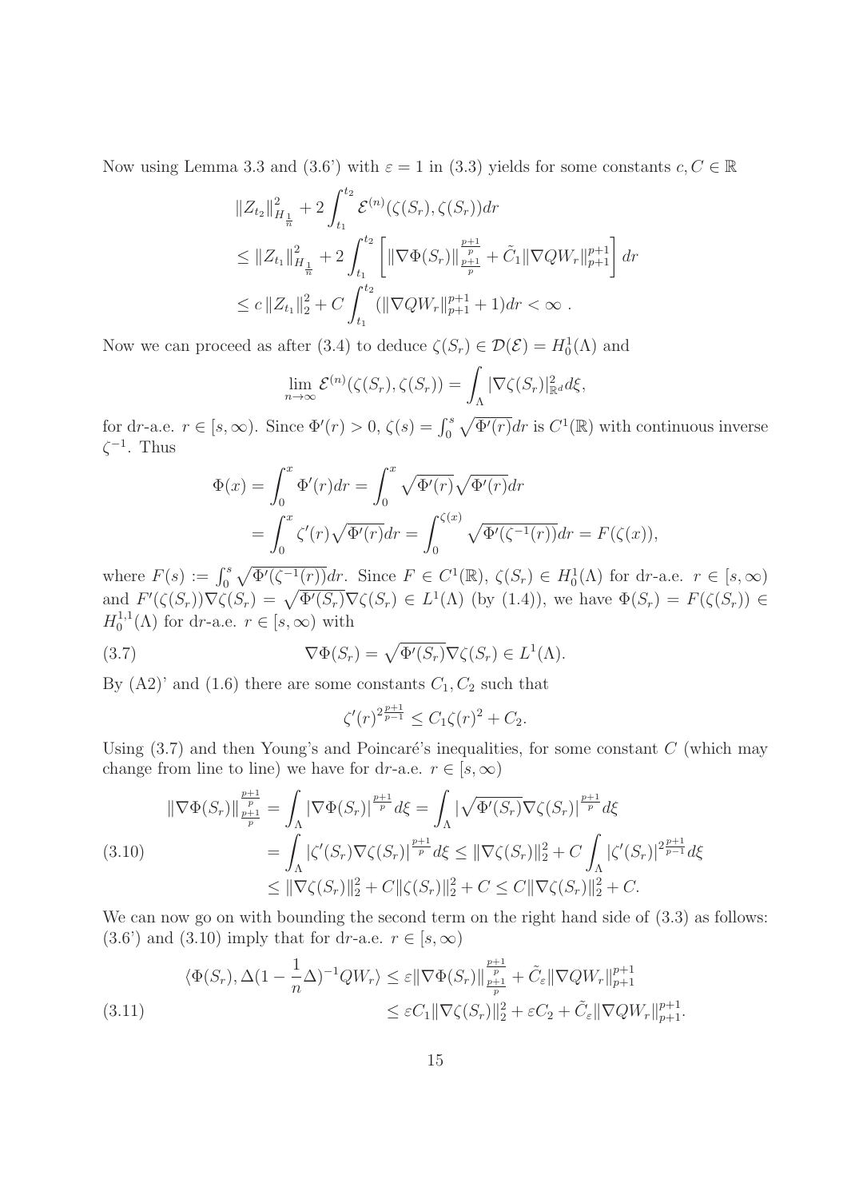Now using Lemma 3.3 and (3.6') with $\varepsilon = 1$ in (3.3) yields for some constants $c, C \in \mathbb{R}$

$$
\begin{aligned}
&\|Z_{t_2}\|_{H_{\frac{1}{n}}}^2 + 2\int_{t_1}^{t_2} \mathcal{E}^{(n)}(\zeta(S_r), \zeta(S_r))dr \\
&\leq \|Z_{t_1}\|_{H_{\frac{1}{n}}}^2 + 2\int_{t_1}^{t_2} \left[ \|\nabla\Phi(S_r)\|_{\frac{p+1}{p}}^{\frac{p+1}{p}} + \tilde{C}_1 \|\nabla Q W_r\|_{p+1}^{p+1} \right] dr \\
&\leq c\, \|Z_{t_1}\|_2^2 + C\int_{t_1}^{t_2} (\|\nabla Q W_r\|_{p+1}^{p+1} + 1) dr < \infty\ .
\end{aligned}
$$

Now we can proceed as after (3.4) to deduce $\zeta(S_r) \in \mathcal{D}(\mathcal{E}) = H_0^1(\Lambda)$ and

$$
\lim_{n\to\infty} \mathcal{E}^{(n)}(\zeta(S_r), \zeta(S_r)) = \int_\Lambda |\nabla\zeta(S_r)|_{\mathbb{R}^d}^2 d\xi,
$$

for d$r$-a.e. $r \in [s, \infty)$. Since $\Phi'(r) > 0$, $\zeta(s) = \int_0^s \sqrt{\Phi'(r)}dr$ is $C^1(\mathbb{R})$ with continuous inverse $\zeta^{-1}$. Thus

$$
\begin{aligned}
\Phi(x) &= \int_0^x \Phi'(r)dr = \int_0^x \sqrt{\Phi'(r)}\sqrt{\Phi'(r)}dr \\
&= \int_0^x \zeta'(r)\sqrt{\Phi'(r)}dr = \int_0^{\zeta(x)} \sqrt{\Phi'(\zeta^{-1}(r))}dr = F(\zeta(x)),
\end{aligned}
$$

where $F(s) := \int_0^s \sqrt{\Phi'(\zeta^{-1}(r))}dr$. Since $F \in C^1(\mathbb{R})$, $\zeta(S_r) \in H_0^1(\Lambda)$ for d$r$-a.e. $r \in [s, \infty)$ and $F'(\zeta(S_r))\nabla\zeta(S_r) = \sqrt{\Phi'(S_r)}\nabla\zeta(S_r) \in L^1(\Lambda)$ (by (1.4)), we have $\Phi(S_r) = F(\zeta(S_r)) \in H_0^{1,1}(\Lambda)$ for d$r$-a.e. $r \in [s, \infty)$ with

$$
\nabla\Phi(S_r) = \sqrt{\Phi'(S_r)}\nabla\zeta(S_r) \in L^1(\Lambda). \tag{3.7}
$$

By (A2)' and (1.6) there are some constants $C_1, C_2$ such that

$$
\zeta'(r)^{2\frac{p+1}{p-1}} \leq C_1\zeta(r)^2 + C_2.
$$

Using (3.7) and then Young's and Poincaré's inequalities, for some constant $C$ (which may change from line to line) we have for d$r$-a.e. $r \in [s, \infty)$

$$
\begin{aligned}
\|\nabla\Phi(S_r)\|_{\frac{p+1}{p}}^{\frac{p+1}{p}} &= \int_\Lambda |\nabla\Phi(S_r)|^{\frac{p+1}{p}} d\xi = \int_\Lambda |\sqrt{\Phi'(S_r)}\nabla\zeta(S_r)|^{\frac{p+1}{p}} d\xi \\
&= \int_\Lambda |\zeta'(S_r)\nabla\zeta(S_r)|^{\frac{p+1}{p}} d\xi \leq \|\nabla\zeta(S_r)\|_2^2 + C\int_\Lambda |\zeta'(S_r)|^{2\frac{p+1}{p-1}} d\xi \\
&\leq \|\nabla\zeta(S_r)\|_2^2 + C\|\zeta(S_r)\|_2^2 + C \leq C\|\nabla\zeta(S_r)\|_2^2 + C.
\end{aligned} \tag{3.10}
$$

We can now go on with bounding the second term on the right hand side of (3.3) as follows: (3.6') and (3.10) imply that for d$r$-a.e. $r \in [s, \infty)$

$$
\begin{aligned}
\langle \Phi(S_r), \Delta(1 - \frac{1}{n}\Delta)^{-1} Q W_r \rangle &\leq \varepsilon \|\nabla\Phi(S_r)\|_{\frac{p+1}{p}}^{\frac{p+1}{p}} + \tilde{C}_\varepsilon \|\nabla Q W_r\|_{p+1}^{p+1} \\
&\leq \varepsilon C_1 \|\nabla\zeta(S_r)\|_2^2 + \varepsilon C_2 + \tilde{C}_\varepsilon \|\nabla Q W_r\|_{p+1}^{p+1}.
\end{aligned} \tag{3.11}
$$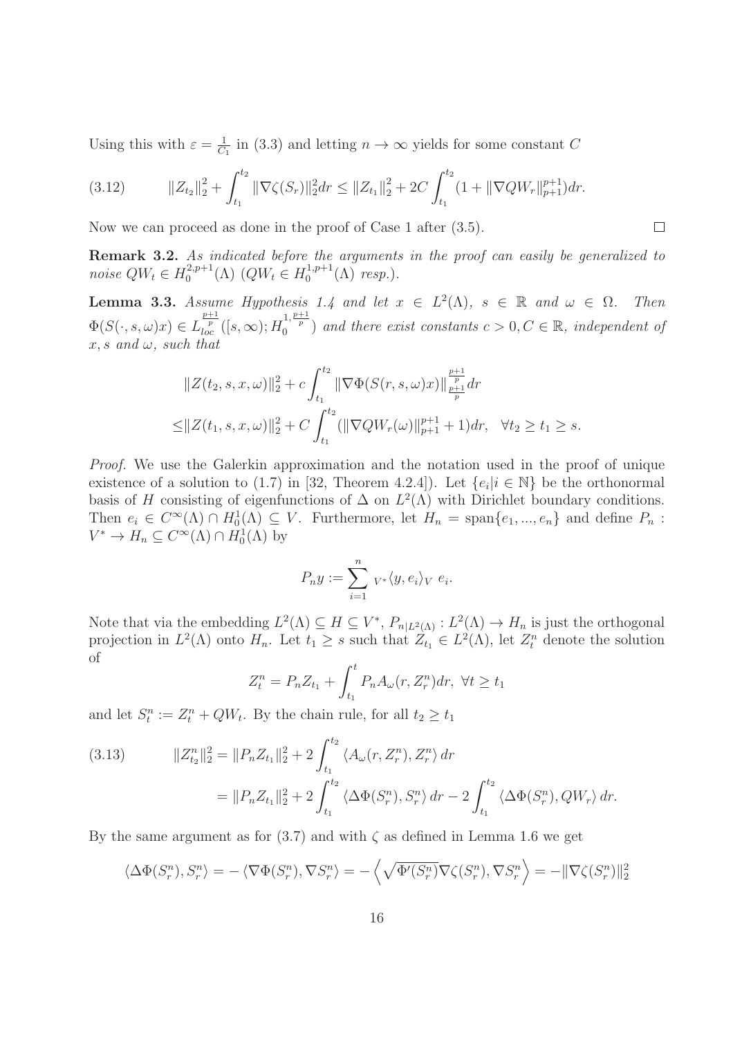Using this with $\varepsilon = \frac{1}{C_1}$ in (3.3) and letting $n \to \infty$ yields for some constant $C$

$$\|Z_{t_2}\|_2^2 + \int_{t_1}^{t_2} \|\nabla\zeta(S_r)\|_2^2 dr \leq \|Z_{t_1}\|_2^2 + 2C \int_{t_1}^{t_2} (1 + \|\nabla Q W_r\|_{p+1}^{p+1}) dr. \tag{3.12}$$

Now we can proceed as done in the proof of Case 1 after (3.5). □

**Remark 3.2.** *As indicated before the arguments in the proof can easily be generalized to noise $QW_t \in H_0^{2,p+1}(\Lambda)$ ($QW_t \in H_0^{1,p+1}(\Lambda)$ resp.).*

**Lemma 3.3.** *Assume Hypothesis 1.4 and let $x \in L^2(\Lambda)$, $s \in \mathbb{R}$ and $\omega \in \Omega$. Then $\Phi(S(\cdot, s, \omega)x) \in L_{loc}^{\frac{p+1}{p}}([s,\infty); H_0^{1,\frac{p+1}{p}})$ and there exist constants $c > 0, C \in \mathbb{R}$, independent of $x, s$ and $\omega$, such that*

$$\begin{aligned}
&\|Z(t_2, s, x, \omega)\|_2^2 + c\int_{t_1}^{t_2} \|\nabla\Phi(S(r, s, \omega)x)\|_{\frac{p+1}{p}}^{\frac{p+1}{p}} dr \\
\leq &\|Z(t_1, s, x, \omega)\|_2^2 + C\int_{t_1}^{t_2} (\|\nabla Q W_r(\omega)\|_{p+1}^{p+1} + 1) dr, \quad \forall t_2 \geq t_1 \geq s.
\end{aligned}$$

*Proof.* We use the Galerkin approximation and the notation used in the proof of unique existence of a solution to (1.7) in [32, Theorem 4.2.4]). Let $\{e_i | i \in \mathbb{N}\}$ be the orthonormal basis of $H$ consisting of eigenfunctions of $\Delta$ on $L^2(\Lambda)$ with Dirichlet boundary conditions. Then $e_i \in C^\infty(\Lambda) \cap H_0^1(\Lambda) \subseteq V$. Furthermore, let $H_n = \text{span}\{e_1, ..., e_n\}$ and define $P_n : V^* \to H_n \subseteq C^\infty(\Lambda) \cap H_0^1(\Lambda)$ by

$$P_n y := \sum_{i=1}^n {}_{V^*}\langle y, e_i \rangle_V \, e_i.$$

Note that via the embedding $L^2(\Lambda) \subseteq H \subseteq V^*$, $P_{n|L^2(\Lambda)} : L^2(\Lambda) \to H_n$ is just the orthogonal projection in $L^2(\Lambda)$ onto $H_n$. Let $t_1 \geq s$ such that $Z_{t_1} \in L^2(\Lambda)$, let $Z_t^n$ denote the solution of

$$Z_t^n = P_n Z_{t_1} + \int_{t_1}^t P_n A_\omega(r, Z_r^n) dr, \; \forall t \geq t_1$$

and let $S_t^n := Z_t^n + QW_t$. By the chain rule, for all $t_2 \geq t_1$

$$\begin{aligned}
\|Z_{t_2}^n\|_2^2 &= \|P_n Z_{t_1}\|_2^2 + 2\int_{t_1}^{t_2} \langle A_\omega(r, Z_r^n), Z_r^n \rangle \, dr \\
&= \|P_n Z_{t_1}\|_2^2 + 2\int_{t_1}^{t_2} \langle \Delta\Phi(S_r^n), S_r^n \rangle \, dr - 2\int_{t_1}^{t_2} \langle \Delta\Phi(S_r^n), QW_r \rangle \, dr.
\end{aligned} \tag{3.13}$$

By the same argument as for (3.7) and with $\zeta$ as defined in Lemma 1.6 we get

$$\langle \Delta\Phi(S_r^n), S_r^n \rangle = -\langle \nabla\Phi(S_r^n), \nabla S_r^n \rangle = -\left\langle \sqrt{\Phi'(S_r^n)} \nabla\zeta(S_r^n), \nabla S_r^n \right\rangle = -\|\nabla\zeta(S_r^n)\|_2^2$$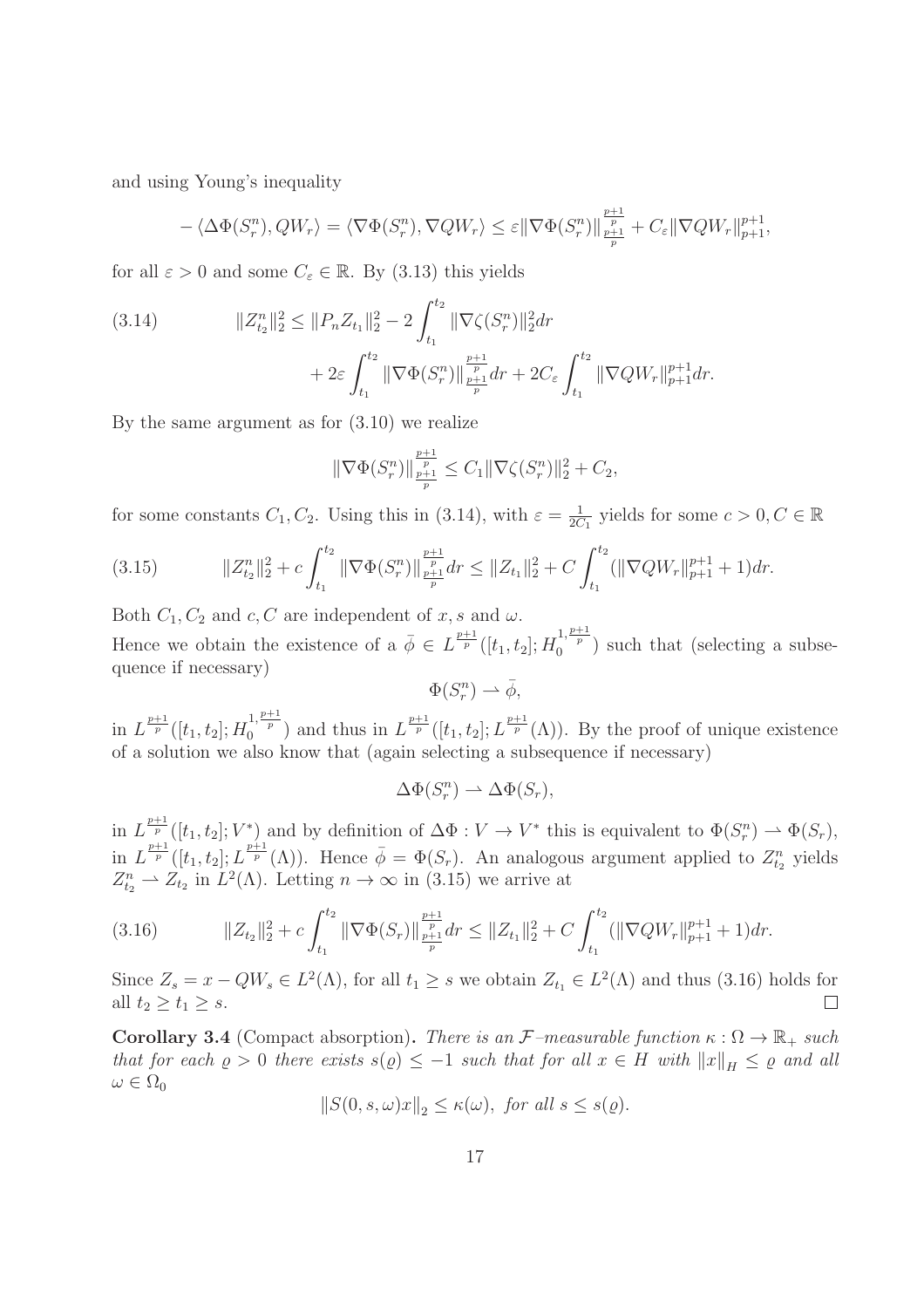and using Young's inequality

$$-\langle \Delta\Phi(S_r^n), QW_r\rangle = \langle \nabla\Phi(S_r^n), \nabla QW_r\rangle \le \varepsilon \|\nabla\Phi(S_r^n)\|_{\frac{p+1}{p}}^{\frac{p+1}{p}} + C_\varepsilon \|\nabla QW_r\|_{p+1}^{p+1},$$

for all $\varepsilon > 0$ and some $C_\varepsilon \in \mathbb{R}$. By (3.13) this yields

$$\tag{3.14} \begin{aligned} \|Z_{t_2}^n\|_2^2 \le \|P_n Z_{t_1}\|_2^2 - 2\int_{t_1}^{t_2} \|\nabla\zeta(S_r^n)\|_2^2 dr \\ + 2\varepsilon \int_{t_1}^{t_2} \|\nabla\Phi(S_r^n)\|_{\frac{p+1}{p}}^{\frac{p+1}{p}} dr + 2C_\varepsilon \int_{t_1}^{t_2} \|\nabla QW_r\|_{p+1}^{p+1} dr. \end{aligned}$$

By the same argument as for (3.10) we realize

$$\|\nabla\Phi(S_r^n)\|_{\frac{p+1}{p}}^{\frac{p+1}{p}} \le C_1 \|\nabla\zeta(S_r^n)\|_2^2 + C_2,$$

for some constants $C_1, C_2$. Using this in (3.14), with $\varepsilon = \frac{1}{2C_1}$ yields for some $c > 0, C \in \mathbb{R}$

$$\tag{3.15} \|Z_{t_2}^n\|_2^2 + c\int_{t_1}^{t_2} \|\nabla\Phi(S_r^n)\|_{\frac{p+1}{p}}^{\frac{p+1}{p}} dr \le \|Z_{t_1}\|_2^2 + C\int_{t_1}^{t_2} (\|\nabla QW_r\|_{p+1}^{p+1} + 1) dr.$$

Both $C_1, C_2$ and $c, C$ are independent of $x, s$ and $\omega$.

Hence we obtain the existence of a $\bar\phi \in L^{\frac{p+1}{p}}([t_1, t_2]; H_0^{1,\frac{p+1}{p}})$ such that (selecting a subsequence if necessary)

$$\Phi(S_r^n) \rightharpoonup \bar\phi,$$

in $L^{\frac{p+1}{p}}([t_1, t_2]; H_0^{1,\frac{p+1}{p}})$ and thus in $L^{\frac{p+1}{p}}([t_1, t_2]; L^{\frac{p+1}{p}}(\Lambda))$. By the proof of unique existence of a solution we also know that (again selecting a subsequence if necessary)

$$\Delta\Phi(S_r^n) \rightharpoonup \Delta\Phi(S_r),$$

in $L^{\frac{p+1}{p}}([t_1, t_2]; V^*)$ and by definition of $\Delta\Phi : V \to V^*$ this is equivalent to $\Phi(S_r^n) \rightharpoonup \Phi(S_r)$, in $L^{\frac{p+1}{p}}([t_1, t_2]; L^{\frac{p+1}{p}}(\Lambda))$. Hence $\bar\phi = \Phi(S_r)$. An analogous argument applied to $Z_{t_2}^n$ yields $Z_{t_2}^n \rightharpoonup Z_{t_2}$ in $L^2(\Lambda)$. Letting $n \to \infty$ in (3.15) we arrive at

$$\tag{3.16} \|Z_{t_2}\|_2^2 + c\int_{t_1}^{t_2} \|\nabla\Phi(S_r)\|_{\frac{p+1}{p}}^{\frac{p+1}{p}} dr \le \|Z_{t_1}\|_2^2 + C\int_{t_1}^{t_2} (\|\nabla QW_r\|_{p+1}^{p+1} + 1) dr.$$

Since $Z_s = x - QW_s \in L^2(\Lambda)$, for all $t_1 \ge s$ we obtain $Z_{t_1} \in L^2(\Lambda)$ and thus (3.16) holds for all $t_2 \ge t_1 \ge s$. $\square$

**Corollary 3.4** (Compact absorption)**.** *There is an $\mathcal{F}$–measurable function $\kappa : \Omega \to \mathbb{R}_+$ such that for each $\varrho > 0$ there exists $s(\varrho) \le -1$ such that for all $x \in H$ with $\|x\|_H \le \varrho$ and all $\omega \in \Omega_0$*

$$\|S(0, s, \omega)x\|_2 \le \kappa(\omega), \text{ for all } s \le s(\varrho).$$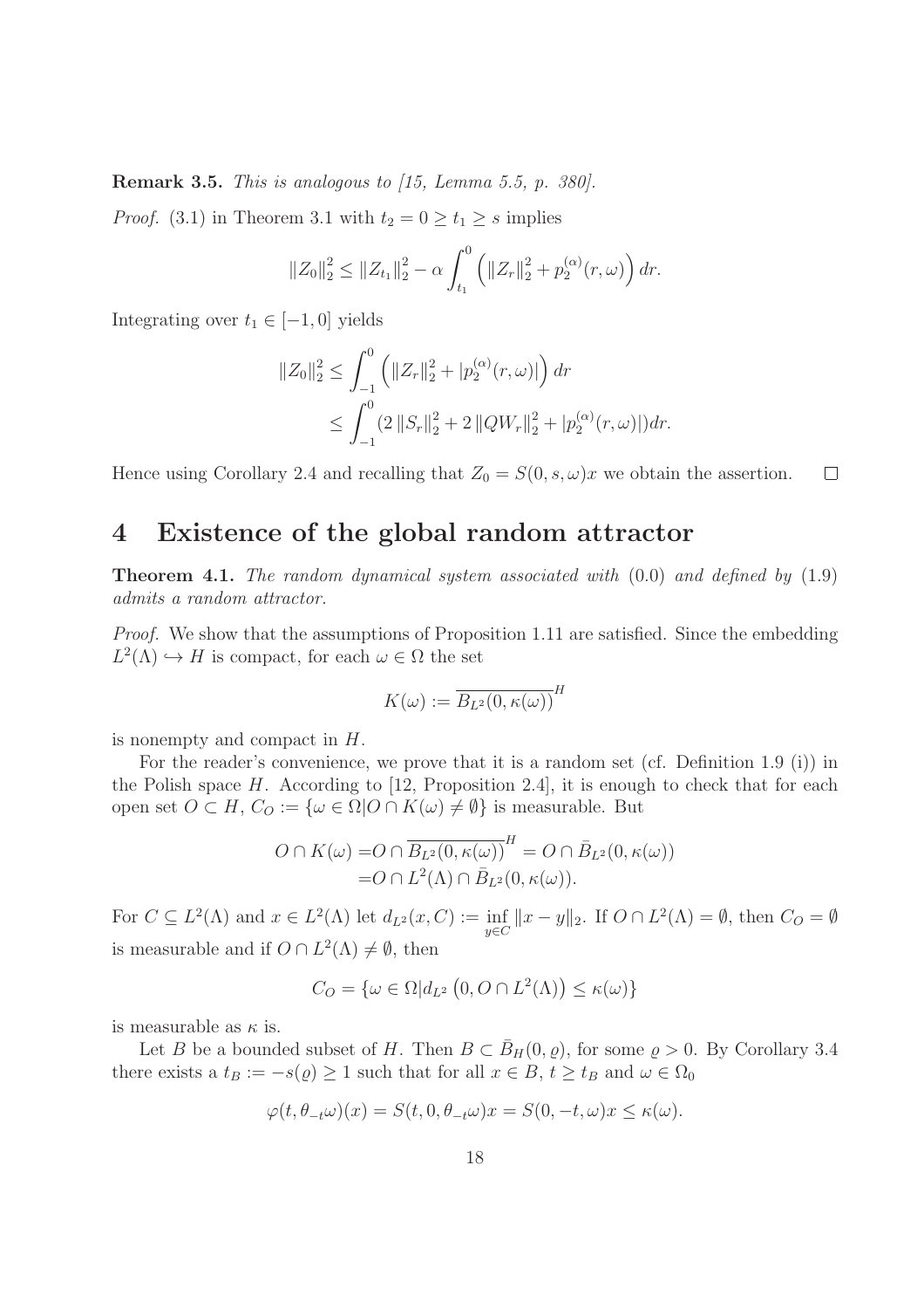**Remark 3.5.** *This is analogous to [15, Lemma 5.5, p. 380].*

*Proof.* (3.1) in Theorem 3.1 with $t_2 = 0 \geq t_1 \geq s$ implies

$$\|Z_0\|_2^2 \leq \|Z_{t_1}\|_2^2 - \alpha \int_{t_1}^0 \left( \|Z_r\|_2^2 + p_2^{(\alpha)}(r, \omega) \right) dr.$$

Integrating over $t_1 \in [-1, 0]$ yields

$$\begin{aligned} \|Z_0\|_2^2 &\leq \int_{-1}^0 \left( \|Z_r\|_2^2 + |p_2^{(\alpha)}(r, \omega)| \right) dr \\ &\leq \int_{-1}^0 (2 \|S_r\|_2^2 + 2 \|QW_r\|_2^2 + |p_2^{(\alpha)}(r, \omega)|) dr. \end{aligned}$$

Hence using Corollary 2.4 and recalling that $Z_0 = S(0, s, \omega)x$ we obtain the assertion. $\square$

# 4 Existence of the global random attractor

**Theorem 4.1.** *The random dynamical system associated with* (0.0) *and defined by* (1.9) *admits a random attractor.*

*Proof.* We show that the assumptions of Proposition 1.11 are satisfied. Since the embedding $L^2(\Lambda) \hookrightarrow H$ is compact, for each $\omega \in \Omega$ the set

$$K(\omega) := \overline{B_{L^2}(0, \kappa(\omega))}^H$$

is nonempty and compact in $H$.

For the reader's convenience, we prove that it is a random set (cf. Definition 1.9 (i)) in the Polish space $H$. According to [12, Proposition 2.4], it is enough to check that for each open set $O \subset H$, $C_O := \{\omega \in \Omega | O \cap K(\omega) \neq \emptyset\}$ is measurable. But

$$\begin{aligned} O \cap K(\omega) = &O \cap \overline{B_{L^2}(0, \kappa(\omega))}^H = O \cap \bar{B}_{L^2}(0, \kappa(\omega)) \\ = &O \cap L^2(\Lambda) \cap \bar{B}_{L^2}(0, \kappa(\omega)). \end{aligned}$$

For $C \subseteq L^2(\Lambda)$ and $x \in L^2(\Lambda)$ let $d_{L^2}(x, C) := \inf_{y \in C} \|x - y\|_2$. If $O \cap L^2(\Lambda) = \emptyset$, then $C_O = \emptyset$ is measurable and if $O \cap L^2(\Lambda) \neq \emptyset$, then

$$C_O = \{\omega \in \Omega | d_{L^2} \left(0, O \cap L^2(\Lambda)\right) \leq \kappa(\omega)\}$$

is measurable as $\kappa$ is.

Let $B$ be a bounded subset of $H$. Then $B \subset \bar{B}_H(0, \varrho)$, for some $\varrho > 0$. By Corollary 3.4 there exists a $t_B := -s(\varrho) \geq 1$ such that for all $x \in B$, $t \geq t_B$ and $\omega \in \Omega_0$

$$\varphi(t, \theta_{-t}\omega)(x) = S(t, 0, \theta_{-t}\omega)x = S(0, -t, \omega)x \leq \kappa(\omega).$$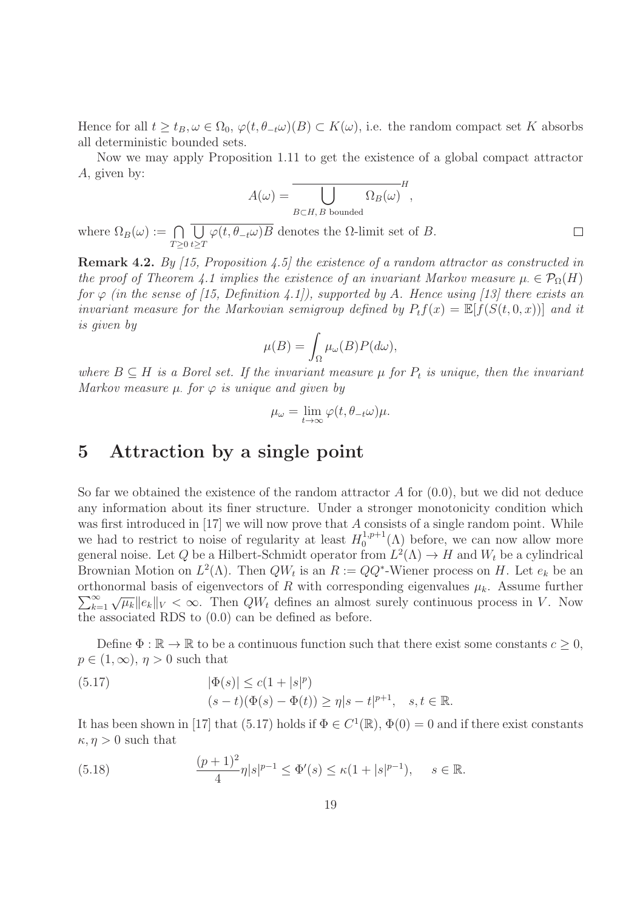Hence for all $t \geq t_B, \omega \in \Omega_0$, $\varphi(t, \theta_{-t}\omega)(B) \subset K(\omega)$, i.e. the random compact set $K$ absorbs all deterministic bounded sets.

Now we may apply Proposition 1.11 to get the existence of a global compact attractor $A$, given by:

$$A(\omega) = \overline{\bigcup_{B \subset H,\, B \text{ bounded}} \Omega_B(\omega)}^H,$$

where $\Omega_B(\omega) := \bigcap_{T \geq 0} \overline{\bigcup_{t \geq T} \varphi(t, \theta_{-t}\omega)B}$ denotes the $\Omega$-limit set of $B$. $\square$

**Remark 4.2.** *By [15, Proposition 4.5] the existence of a random attractor as constructed in the proof of Theorem 4.1 implies the existence of an invariant Markov measure $\mu_\cdot \in \mathcal{P}_\Omega(H)$ for $\varphi$ (in the sense of [15, Definition 4.1]), supported by $A$. Hence using [13] there exists an invariant measure for the Markovian semigroup defined by $P_t f(x) = \mathbb{E}[f(S(t, 0, x))]$ and it is given by*

$$\mu(B) = \int_\Omega \mu_\omega(B) P(d\omega),$$

*where $B \subseteq H$ is a Borel set. If the invariant measure $\mu$ for $P_t$ is unique, then the invariant Markov measure $\mu_\cdot$ for $\varphi$ is unique and given by*

$$\mu_\omega = \lim_{t \to \infty} \varphi(t, \theta_{-t}\omega)\mu.$$

# 5 Attraction by a single point

So far we obtained the existence of the random attractor $A$ for (0.0), but we did not deduce any information about its finer structure. Under a stronger monotonicity condition which was first introduced in [17] we will now prove that $A$ consists of a single random point. While we had to restrict to noise of regularity at least $H_0^{1,p+1}(\Lambda)$ before, we can now allow more general noise. Let $Q$ be a Hilbert-Schmidt operator from $L^2(\Lambda) \to H$ and $W_t$ be a cylindrical Brownian Motion on $L^2(\Lambda)$. Then $QW_t$ is an $R := QQ^*$-Wiener process on $H$. Let $e_k$ be an orthonormal basis of eigenvectors of $R$ with corresponding eigenvalues $\mu_k$. Assume further $\sum_{k=1}^\infty \sqrt{\mu_k} \|e_k\|_V < \infty$. Then $QW_t$ defines an almost surely continuous process in $V$. Now the associated RDS to (0.0) can be defined as before.

Define $\Phi : \mathbb{R} \to \mathbb{R}$ to be a continuous function such that there exist some constants $c \geq 0$, $p \in (1, \infty)$, $\eta > 0$ such that

$$\begin{aligned} &|\Phi(s)| \leq c(1 + |s|^p) \\ &(s - t)(\Phi(s) - \Phi(t)) \geq \eta |s - t|^{p+1}, \quad s, t \in \mathbb{R}. \end{aligned} \tag{5.17}$$

It has been shown in [17] that (5.17) holds if $\Phi \in C^1(\mathbb{R})$, $\Phi(0) = 0$ and if there exist constants $\kappa, \eta > 0$ such that

$$\frac{(p+1)^2}{4} \eta |s|^{p-1} \leq \Phi'(s) \leq \kappa(1 + |s|^{p-1}), \quad s \in \mathbb{R}. \tag{5.18}$$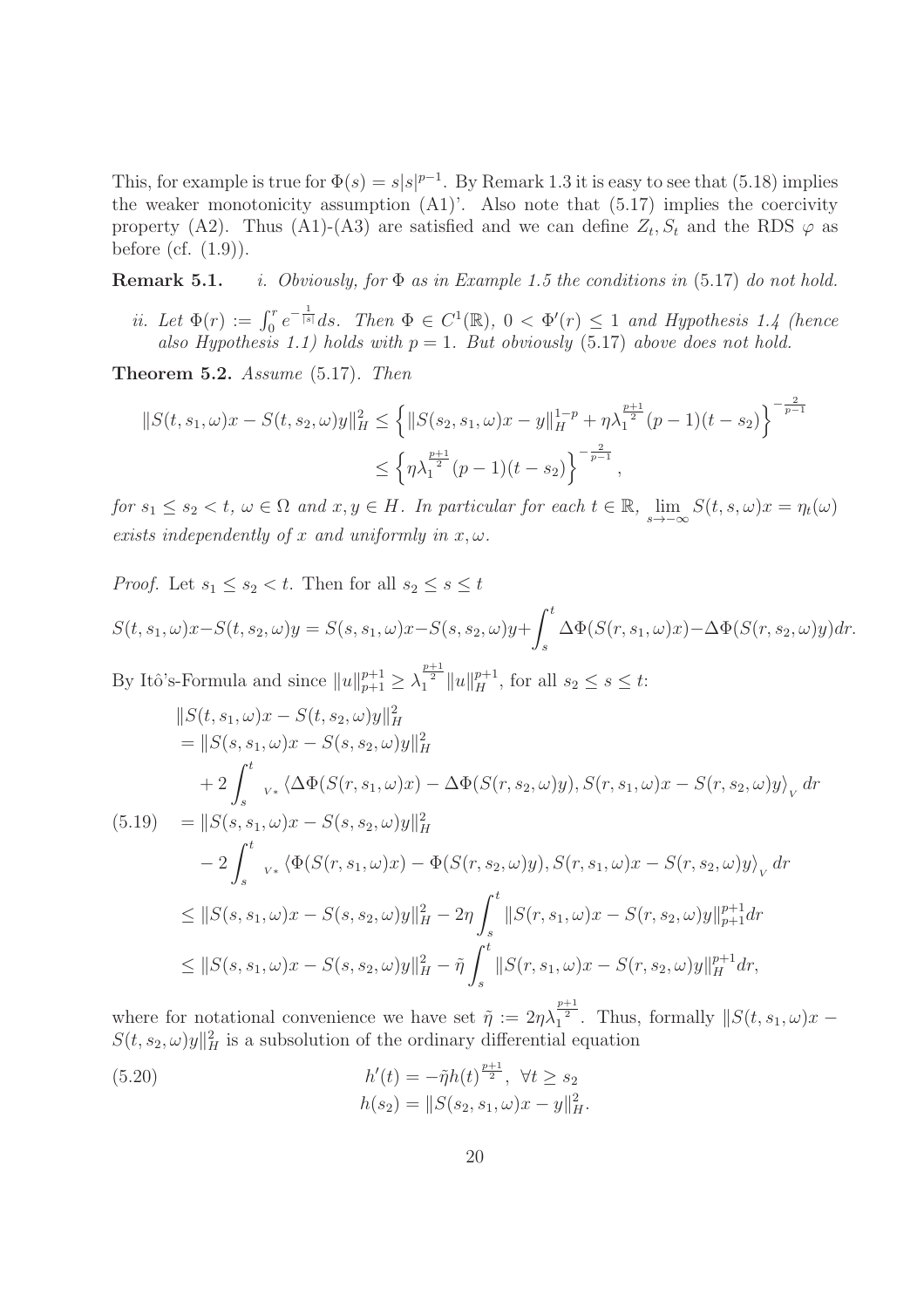This, for example is true for $\Phi(s) = s|s|^{p-1}$. By Remark 1.3 it is easy to see that (5.18) implies the weaker monotonicity assumption (A1)'. Also note that (5.17) implies the coercivity property (A2). Thus (A1)-(A3) are satisfied and we can define $Z_t, S_t$ and the RDS $\varphi$ as before (cf. (1.9)).

**Remark 5.1.** *i. Obviously, for $\Phi$ as in Example 1.5 the conditions in* (5.17) *do not hold.*

*ii. Let $\Phi(r) := \int_0^r e^{-\frac{1}{|s|}} ds$. Then $\Phi \in C^1(\mathbb{R})$, $0 < \Phi'(r) \leq 1$ and Hypothesis 1.4 (hence also Hypothesis 1.1) holds with $p = 1$. But obviously* (5.17) *above does not hold.*

**Theorem 5.2.** *Assume* (5.17)*. Then*

$$\|S(t, s_1, \omega)x - S(t, s_2, \omega)y\|_H^2 \leq \left\{ \|S(s_2, s_1, \omega)x - y\|_H^{1-p} + \eta \lambda_1^{\frac{p+1}{2}} (p-1)(t - s_2) \right\}^{-\frac{2}{p-1}}$$
$$\leq \left\{ \eta \lambda_1^{\frac{p+1}{2}} (p-1)(t - s_2) \right\}^{-\frac{2}{p-1}},$$

*for $s_1 \leq s_2 < t$, $\omega \in \Omega$ and $x, y \in H$. In particular for each $t \in \mathbb{R}$, $\lim_{s \to -\infty} S(t, s, \omega)x = \eta_t(\omega)$ exists independently of $x$ and uniformly in $x, \omega$.*

*Proof.* Let $s_1 \leq s_2 < t$. Then for all $s_2 \leq s \leq t$

$$S(t, s_1, \omega)x - S(t, s_2, \omega)y = S(s, s_1, \omega)x - S(s, s_2, \omega)y + \int_s^t \Delta\Phi(S(r, s_1, \omega)x) - \Delta\Phi(S(r, s_2, \omega)y) dr.$$

By Itô's-Formula and since $\|u\|_{p+1}^{p+1} \geq \lambda_1^{\frac{p+1}{2}} \|u\|_H^{p+1}$, for all $s_2 \leq s \leq t$:

$$\begin{aligned}
&\|S(t, s_1, \omega)x - S(t, s_2, \omega)y\|_H^2 \\
&= \|S(s, s_1, \omega)x - S(s, s_2, \omega)y\|_H^2 \\
&\quad + 2 \int_s^t {}_{V^*}\langle \Delta\Phi(S(r, s_1, \omega)x) - \Delta\Phi(S(r, s_2, \omega)y), S(r, s_1, \omega)x - S(r, s_2, \omega)y \rangle_V \, dr \\
&= \|S(s, s_1, \omega)x - S(s, s_2, \omega)y\|_H^2 \\
&\quad - 2 \int_s^t {}_{V^*}\langle \Phi(S(r, s_1, \omega)x) - \Phi(S(r, s_2, \omega)y), S(r, s_1, \omega)x - S(r, s_2, \omega)y \rangle_V \, dr \\
&\leq \|S(s, s_1, \omega)x - S(s, s_2, \omega)y\|_H^2 - 2\eta \int_s^t \|S(r, s_1, \omega)x - S(r, s_2, \omega)y\|_{p+1}^{p+1} dr \\
&\leq \|S(s, s_1, \omega)x - S(s, s_2, \omega)y\|_H^2 - \tilde{\eta} \int_s^t \|S(r, s_1, \omega)x - S(r, s_2, \omega)y\|_H^{p+1} dr,
\end{aligned} \tag{5.19}$$

where for notational convenience we have set $\tilde{\eta} := 2\eta\lambda_1^{\frac{p+1}{2}}$. Thus, formally $\|S(t, s_1, \omega)x - S(t, s_2, \omega)y\|_H^2$ is a subsolution of the ordinary differential equation

$$\begin{aligned}
h'(t) &= -\tilde{\eta} h(t)^{\frac{p+1}{2}}, \ \forall t \geq s_2 \\
h(s_2) &= \|S(s_2, s_1, \omega)x - y\|_H^2.
\end{aligned} \tag{5.20}$$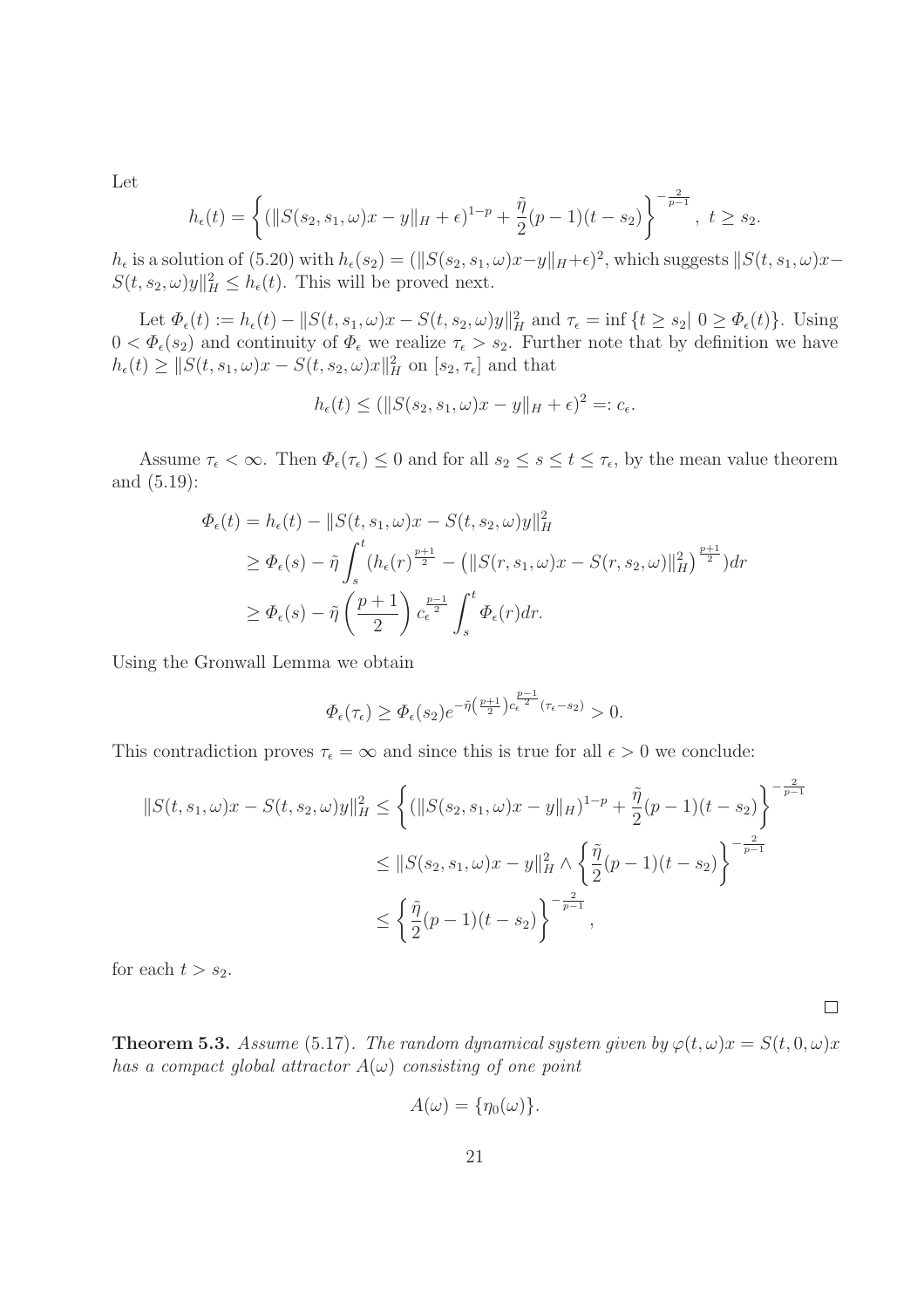Let

$$h_\epsilon(t) = \left\{ (\|S(s_2, s_1, \omega)x - y\|_H + \epsilon)^{1-p} + \frac{\tilde{\eta}}{2}(p-1)(t - s_2) \right\}^{-\frac{2}{p-1}}, \; t \geq s_2.$$

$h_\epsilon$ is a solution of (5.20) with $h_\epsilon(s_2) = (\|S(s_2, s_1, \omega)x - y\|_H + \epsilon)^2$, which suggests $\|S(t, s_1, \omega)x - S(t, s_2, \omega)y\|_H^2 \leq h_\epsilon(t)$. This will be proved next.

Let $\Phi_\epsilon(t) := h_\epsilon(t) - \|S(t, s_1, \omega)x - S(t, s_2, \omega)y\|_H^2$ and $\tau_\epsilon = \inf \{t \geq s_2 | \; 0 \geq \Phi_\epsilon(t)\}$. Using $0 < \Phi_\epsilon(s_2)$ and continuity of $\Phi_\epsilon$ we realize $\tau_\epsilon > s_2$. Further note that by definition we have $h_\epsilon(t) \geq \|S(t, s_1, \omega)x - S(t, s_2, \omega)x\|_H^2$ on $[s_2, \tau_\epsilon]$ and that

$$h_\epsilon(t) \leq (\|S(s_2, s_1, \omega)x - y\|_H + \epsilon)^2 =: c_\epsilon.$$

Assume $\tau_\epsilon < \infty$. Then $\Phi_\epsilon(\tau_\epsilon) \leq 0$ and for all $s_2 \leq s \leq t \leq \tau_\epsilon$, by the mean value theorem and (5.19):

$$\begin{aligned}
\Phi_\epsilon(t) &= h_\epsilon(t) - \|S(t, s_1, \omega)x - S(t, s_2, \omega)y\|_H^2 \\
&\geq \Phi_\epsilon(s) - \tilde{\eta} \int_s^t (h_\epsilon(r)^{\frac{p+1}{2}} - \left(\|S(r, s_1, \omega)x - S(r, s_2, \omega)\|_H^2\right)^{\frac{p+1}{2}}) dr \\
&\geq \Phi_\epsilon(s) - \tilde{\eta} \left(\frac{p+1}{2}\right) c_\epsilon^{\frac{p-1}{2}} \int_s^t \Phi_\epsilon(r) dr.
\end{aligned}$$

Using the Gronwall Lemma we obtain

$$\Phi_\epsilon(\tau_\epsilon) \geq \Phi_\epsilon(s_2) e^{-\tilde{\eta}\left(\frac{p+1}{2}\right) c_\epsilon^{\frac{p-1}{2}} (\tau_\epsilon - s_2)} > 0.$$

This contradiction proves $\tau_\epsilon = \infty$ and since this is true for all $\epsilon > 0$ we conclude:

$$\begin{aligned}
\|S(t, s_1, \omega)x - S(t, s_2, \omega)y\|_H^2 &\leq \left\{ (\|S(s_2, s_1, \omega)x - y\|_H)^{1-p} + \frac{\tilde{\eta}}{2}(p-1)(t - s_2) \right\}^{-\frac{2}{p-1}} \\
&\leq \|S(s_2, s_1, \omega)x - y\|_H^2 \wedge \left\{ \frac{\tilde{\eta}}{2}(p-1)(t - s_2) \right\}^{-\frac{2}{p-1}} \\
&\leq \left\{ \frac{\tilde{\eta}}{2}(p-1)(t - s_2) \right\}^{-\frac{2}{p-1}},
\end{aligned}$$

for each $t > s_2$.

$\square$

**Theorem 5.3.** *Assume* (5.17). *The random dynamical system given by* $\varphi(t, \omega)x = S(t, 0, \omega)x$ *has a compact global attractor* $A(\omega)$ *consisting of one point*

$$A(\omega) = \{\eta_0(\omega)\}.$$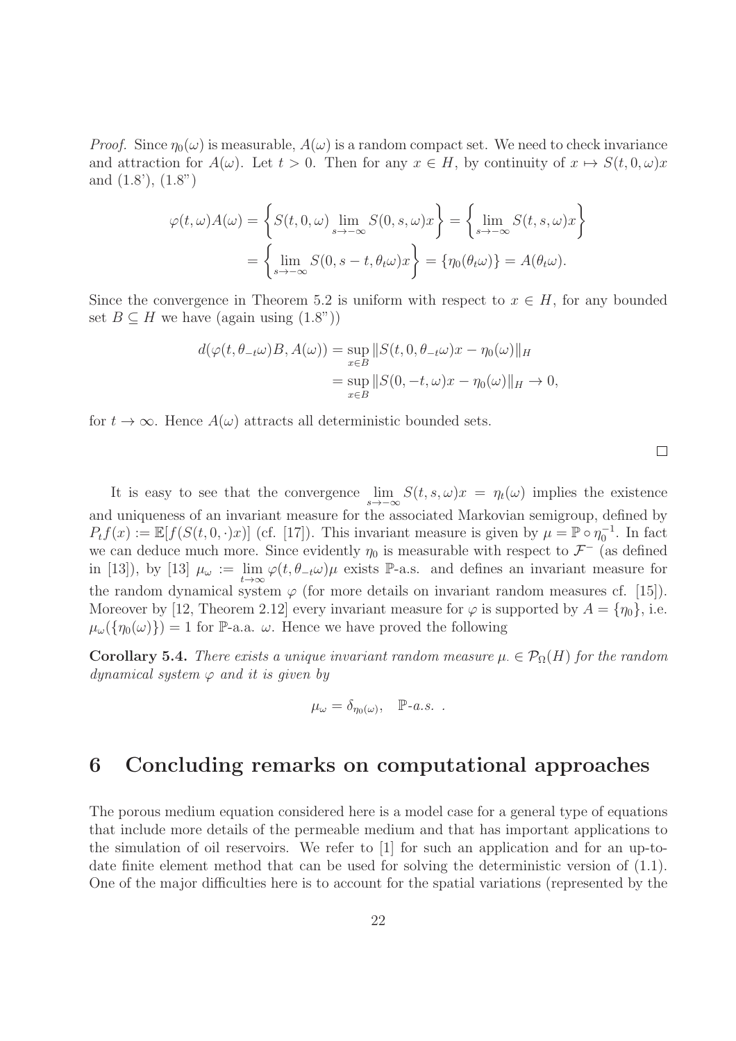*Proof.* Since $\eta_0(\omega)$ is measurable, $A(\omega)$ is a random compact set. We need to check invariance and attraction for $A(\omega)$. Let $t > 0$. Then for any $x \in H$, by continuity of $x \mapsto S(t, 0, \omega)x$ and (1.8'), (1.8")

$$
\begin{aligned}
\varphi(t,\omega)A(\omega) &= \left\{ S(t,0,\omega) \lim_{s \to -\infty} S(0,s,\omega)x \right\} = \left\{ \lim_{s\to -\infty} S(t,s,\omega)x \right\} \\
&= \left\{ \lim_{s \to -\infty} S(0, s-t, \theta_t\omega)x \right\} = \{\eta_0(\theta_t\omega)\} = A(\theta_t\omega).
\end{aligned}
$$

Since the convergence in Theorem 5.2 is uniform with respect to $x \in H$, for any bounded set $B \subseteq H$ we have (again using (1.8"))

$$
\begin{aligned}
d(\varphi(t, \theta_{-t}\omega)B, A(\omega)) &= \sup_{x\in B} \|S(t, 0, \theta_{-t}\omega)x - \eta_0(\omega)\|_H \\
&= \sup_{x \in B} \|S(0, -t, \omega)x - \eta_0(\omega)\|_H \to 0,
\end{aligned}
$$

for $t \to \infty$. Hence $A(\omega)$ attracts all deterministic bounded sets.

□

It is easy to see that the convergence $\lim_{s\to-\infty} S(t,s,\omega)x = \eta_t(\omega)$ implies the existence and uniqueness of an invariant measure for the associated Markovian semigroup, defined by $P_t f(x) := \mathbb{E}[f(S(t,0,\cdot)x)]$ (cf. [17]). This invariant measure is given by $\mu = \mathbb{P} \circ \eta_0^{-1}$. In fact we can deduce much more. Since evidently $\eta_0$ is measurable with respect to $\mathcal{F}^-$ (as defined in [13]), by [13] $\mu_\omega := \lim_{t\to\infty} \varphi(t, \theta_{-t}\omega)\mu$ exists $\mathbb{P}$-a.s. and defines an invariant measure for the random dynamical system $\varphi$ (for more details on invariant random measures cf. [15]). Moreover by [12, Theorem 2.12] every invariant measure for $\varphi$ is supported by $A = \{\eta_0\}$, i.e. $\mu_\omega(\{\eta_0(\omega)\}) = 1$ for $\mathbb{P}$-a.a. $\omega$. Hence we have proved the following

**Corollary 5.4.** *There exists a unique invariant random measure $\mu_\cdot \in \mathcal{P}_\Omega(H)$ for the random dynamical system $\varphi$ and it is given by*

$$
\mu_\omega = \delta_{\eta_0(\omega)}, \quad \mathbb{P}\text{-a.s.} \ .
$$

# 6 Concluding remarks on computational approaches

The porous medium equation considered here is a model case for a general type of equations that include more details of the permeable medium and that has important applications to the simulation of oil reservoirs. We refer to [1] for such an application and for an up-to-date finite element method that can be used for solving the deterministic version of (1.1). One of the major difficulties here is to account for the spatial variations (represented by the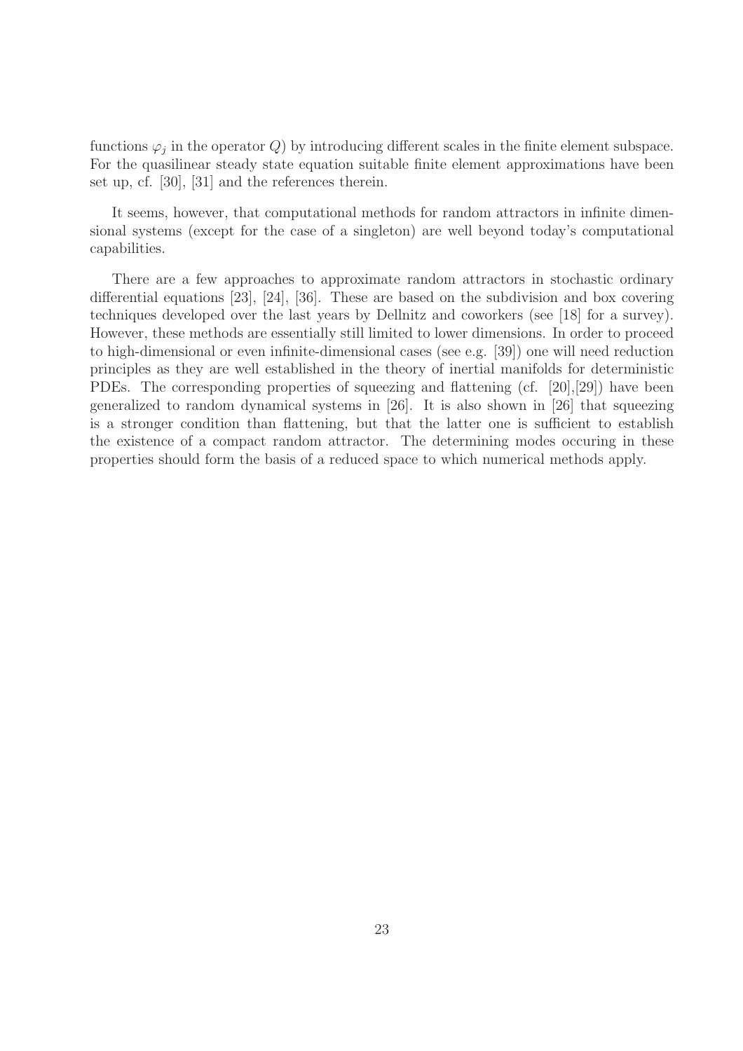functions $\varphi_j$ in the operator $Q$) by introducing different scales in the finite element subspace. For the quasilinear steady state equation suitable finite element approximations have been set up, cf. [30], [31] and the references therein.

It seems, however, that computational methods for random attractors in infinite dimensional systems (except for the case of a singleton) are well beyond today's computational capabilities.

There are a few approaches to approximate random attractors in stochastic ordinary differential equations [23], [24], [36]. These are based on the subdivision and box covering techniques developed over the last years by Dellnitz and coworkers (see [18] for a survey). However, these methods are essentially still limited to lower dimensions. In order to proceed to high-dimensional or even infinite-dimensional cases (see e.g. [39]) one will need reduction principles as they are well established in the theory of inertial manifolds for deterministic PDEs. The corresponding properties of squeezing and flattening (cf. [20],[29]) have been generalized to random dynamical systems in [26]. It is also shown in [26] that squeezing is a stronger condition than flattening, but that the latter one is sufficient to establish the existence of a compact random attractor. The determining modes occuring in these properties should form the basis of a reduced space to which numerical methods apply.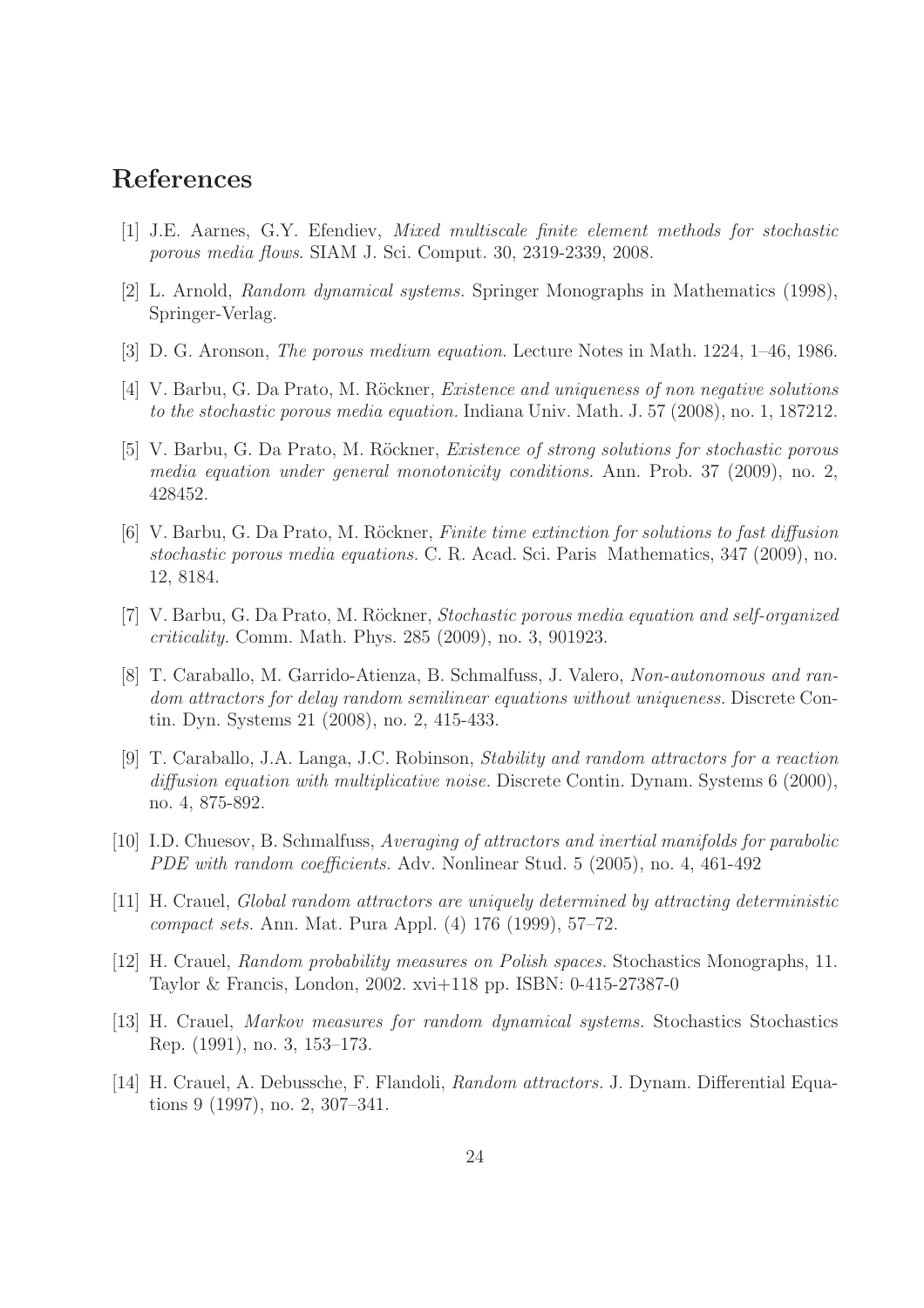# References

[1] J.E. Aarnes, G.Y. Efendiev, *Mixed multiscale finite element methods for stochastic porous media flows*. SIAM J. Sci. Comput. 30, 2319-2339, 2008.

[2] L. Arnold, *Random dynamical systems.* Springer Monographs in Mathematics (1998), Springer-Verlag.

[3] D. G. Aronson, *The porous medium equation*. Lecture Notes in Math. 1224, 1–46, 1986.

[4] V. Barbu, G. Da Prato, M. Röckner, *Existence and uniqueness of non negative solutions to the stochastic porous media equation.* Indiana Univ. Math. J. 57 (2008), no. 1, 187212.

[5] V. Barbu, G. Da Prato, M. Röckner, *Existence of strong solutions for stochastic porous media equation under general monotonicity conditions.* Ann. Prob. 37 (2009), no. 2, 428452.

[6] V. Barbu, G. Da Prato, M. Röckner, *Finite time extinction for solutions to fast diffusion stochastic porous media equations.* C. R. Acad. Sci. Paris Mathematics, 347 (2009), no. 12, 8184.

[7] V. Barbu, G. Da Prato, M. Röckner, *Stochastic porous media equation and self-organized criticality.* Comm. Math. Phys. 285 (2009), no. 3, 901923.

[8] T. Caraballo, M. Garrido-Atienza, B. Schmalfuss, J. Valero, *Non-autonomous and random attractors for delay random semilinear equations without uniqueness.* Discrete Contin. Dyn. Systems 21 (2008), no. 2, 415-433.

[9] T. Caraballo, J.A. Langa, J.C. Robinson, *Stability and random attractors for a reaction diffusion equation with multiplicative noise*. Discrete Contin. Dynam. Systems 6 (2000), no. 4, 875-892.

[10] I.D. Chuesov, B. Schmalfuss, *Averaging of attractors and inertial manifolds for parabolic PDE with random coefficients.* Adv. Nonlinear Stud. 5 (2005), no. 4, 461-492

[11] H. Crauel, *Global random attractors are uniquely determined by attracting deterministic compact sets.* Ann. Mat. Pura Appl. (4) 176 (1999), 57–72.

[12] H. Crauel, *Random probability measures on Polish spaces.* Stochastics Monographs, 11. Taylor & Francis, London, 2002. xvi+118 pp. ISBN: 0-415-27387-0

[13] H. Crauel, *Markov measures for random dynamical systems.* Stochastics Stochastics Rep. (1991), no. 3, 153–173.

[14] H. Crauel, A. Debussche, F. Flandoli, *Random attractors.* J. Dynam. Differential Equations 9 (1997), no. 2, 307–341.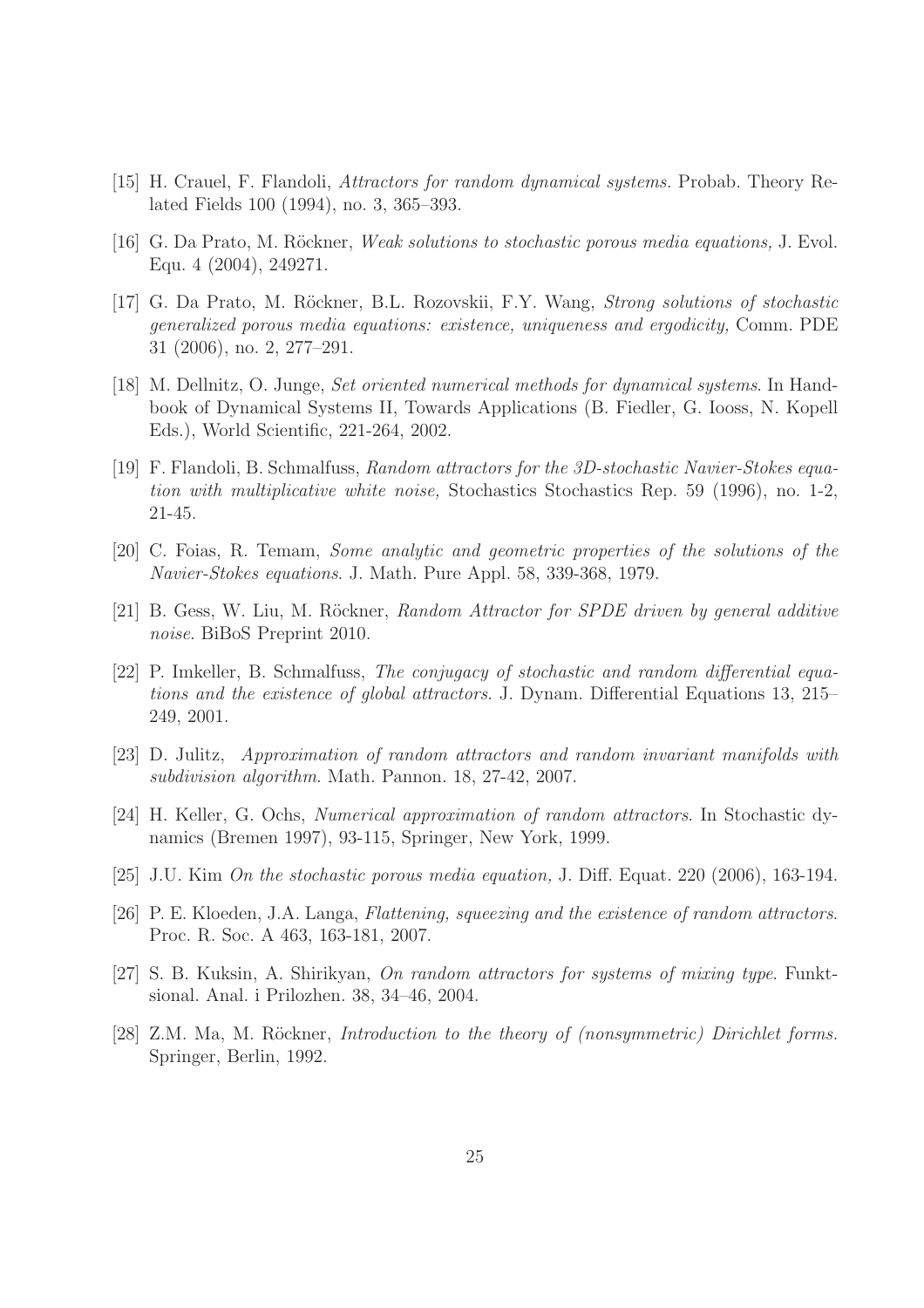[15] H. Crauel, F. Flandoli, *Attractors for random dynamical systems.* Probab. Theory Related Fields 100 (1994), no. 3, 365–393.

[16] G. Da Prato, M. Röckner, *Weak solutions to stochastic porous media equations,* J. Evol. Equ. 4 (2004), 249271.

[17] G. Da Prato, M. Röckner, B.L. Rozovskii, F.Y. Wang, *Strong solutions of stochastic generalized porous media equations: existence, uniqueness and ergodicity,* Comm. PDE 31 (2006), no. 2, 277–291.

[18] M. Dellnitz, O. Junge, *Set oriented numerical methods for dynamical systems*. In Handbook of Dynamical Systems II, Towards Applications (B. Fiedler, G. Iooss, N. Kopell Eds.), World Scientific, 221-264, 2002.

[19] F. Flandoli, B. Schmalfuss, *Random attractors for the 3D-stochastic Navier-Stokes equation with multiplicative white noise,* Stochastics Stochastics Rep. 59 (1996), no. 1-2, 21-45.

[20] C. Foias, R. Temam, *Some analytic and geometric properties of the solutions of the Navier-Stokes equations*. J. Math. Pure Appl. 58, 339-368, 1979.

[21] B. Gess, W. Liu, M. Röckner, *Random Attractor for SPDE driven by general additive noise*. BiBoS Preprint 2010.

[22] P. Imkeller, B. Schmalfuss, *The conjugacy of stochastic and random differential equations and the existence of global attractors*. J. Dynam. Differential Equations 13, 215–249, 2001.

[23] D. Julitz, *Approximation of random attractors and random invariant manifolds with subdivision algorithm*. Math. Pannon. 18, 27-42, 2007.

[24] H. Keller, G. Ochs, *Numerical approximation of random attractors*. In Stochastic dynamics (Bremen 1997), 93-115, Springer, New York, 1999.

[25] J.U. Kim *On the stochastic porous media equation,* J. Diff. Equat. 220 (2006), 163-194.

[26] P. E. Kloeden, J.A. Langa, *Flattening, squeezing and the existence of random attractors*. Proc. R. Soc. A 463, 163-181, 2007.

[27] S. B. Kuksin, A. Shirikyan, *On random attractors for systems of mixing type*. Funktsional. Anal. i Prilozhen. 38, 34–46, 2004.

[28] Z.M. Ma, M. Röckner, *Introduction to the theory of (nonsymmetric) Dirichlet forms.* Springer, Berlin, 1992.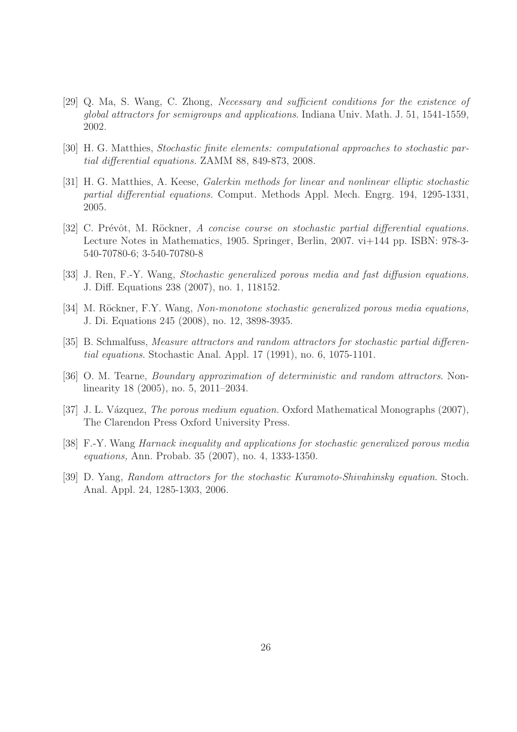[29] Q. Ma, S. Wang, C. Zhong, *Necessary and sufficient conditions for the existence of global attractors for semigroups and applications*. Indiana Univ. Math. J. 51, 1541-1559, 2002.

[30] H. G. Matthies, *Stochastic finite elements: computational approaches to stochastic partial differential equations.* ZAMM 88, 849-873, 2008.

[31] H. G. Matthies, A. Keese, *Galerkin methods for linear and nonlinear elliptic stochastic partial differential equations*. Comput. Methods Appl. Mech. Engrg. 194, 1295-1331, 2005.

[32] C. Prévôt, M. Röckner, *A concise course on stochastic partial differential equations.* Lecture Notes in Mathematics, 1905. Springer, Berlin, 2007. vi+144 pp. ISBN: 978-3-540-70780-6; 3-540-70780-8

[33] J. Ren, F.-Y. Wang, *Stochastic generalized porous media and fast diffusion equations.* J. Diff. Equations 238 (2007), no. 1, 118152.

[34] M. Röckner, F.Y. Wang, *Non-monotone stochastic generalized porous media equations,* J. Di. Equations 245 (2008), no. 12, 3898-3935.

[35] B. Schmalfuss, *Measure attractors and random attractors for stochastic partial differential equations*. Stochastic Anal. Appl. 17 (1991), no. 6, 1075-1101.

[36] O. M. Tearne, *Boundary approximation of deterministic and random attractors*. Nonlinearity 18 (2005), no. 5, 2011–2034.

[37] J. L. Vázquez, *The porous medium equation*. Oxford Mathematical Monographs (2007), The Clarendon Press Oxford University Press.

[38] F.-Y. Wang *Harnack inequality and applications for stochastic generalized porous media equations,* Ann. Probab. 35 (2007), no. 4, 1333-1350.

[39] D. Yang, *Random attractors for the stochastic Kuramoto-Shivahinsky equation*. Stoch. Anal. Appl. 24, 1285-1303, 2006.